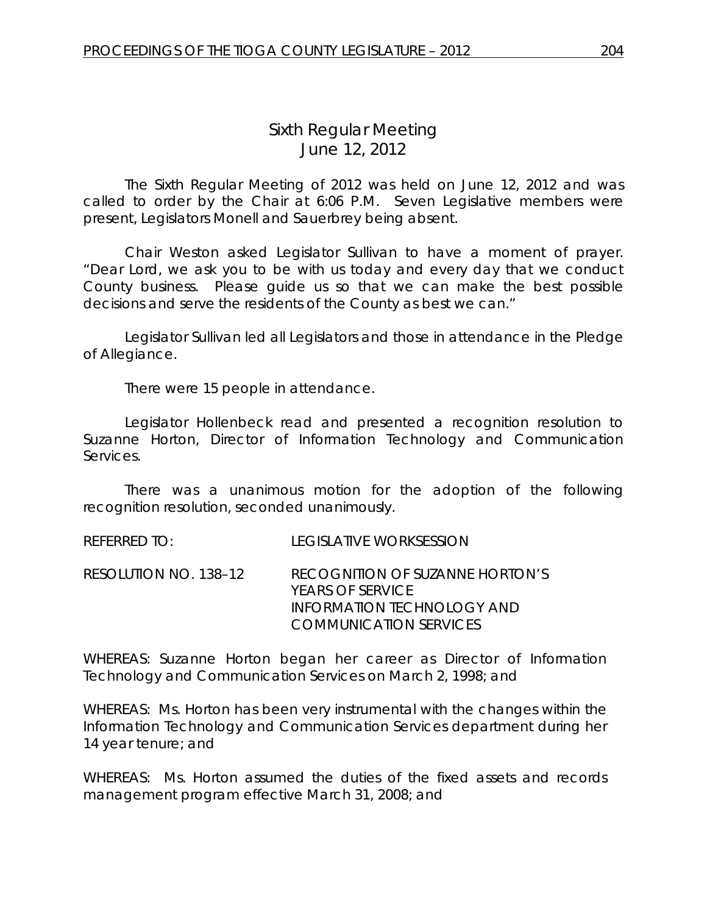# Sixth Regular Meeting
## June 12, 2012

The Sixth Regular Meeting of 2012 was held on June 12, 2012 and was called to order by the Chair at 6:06 P.M. Seven Legislative members were present, Legislators Monell and Sauerbrey being absent.

Chair Weston asked Legislator Sullivan to have a moment of prayer. "Dear Lord, we ask you to be with us today and every day that we conduct County business. Please guide us so that we can make the best possible decisions and serve the residents of the County as best we can."

Legislator Sullivan led all Legislators and those in attendance in the Pledge of Allegiance.

There were 15 people in attendance.

Legislator Hollenbeck read and presented a recognition resolution to Suzanne Horton, Director of Information Technology and Communication Services.

There was a unanimous motion for the adoption of the following recognition resolution, seconded unanimously.

REFERRED TO: LEGISLATIVE WORKSESSION

RESOLUTION NO. 138–12 RECOGNITION OF SUZANNE HORTON'S YEARS OF SERVICE INFORMATION TECHNOLOGY AND COMMUNICATION SERVICES

WHEREAS: Suzanne Horton began her career as Director of Information Technology and Communication Services on March 2, 1998; and

WHEREAS: Ms. Horton has been very instrumental with the changes within the Information Technology and Communication Services department during her 14 year tenure; and

WHEREAS: Ms. Horton assumed the duties of the fixed assets and records management program effective March 31, 2008; and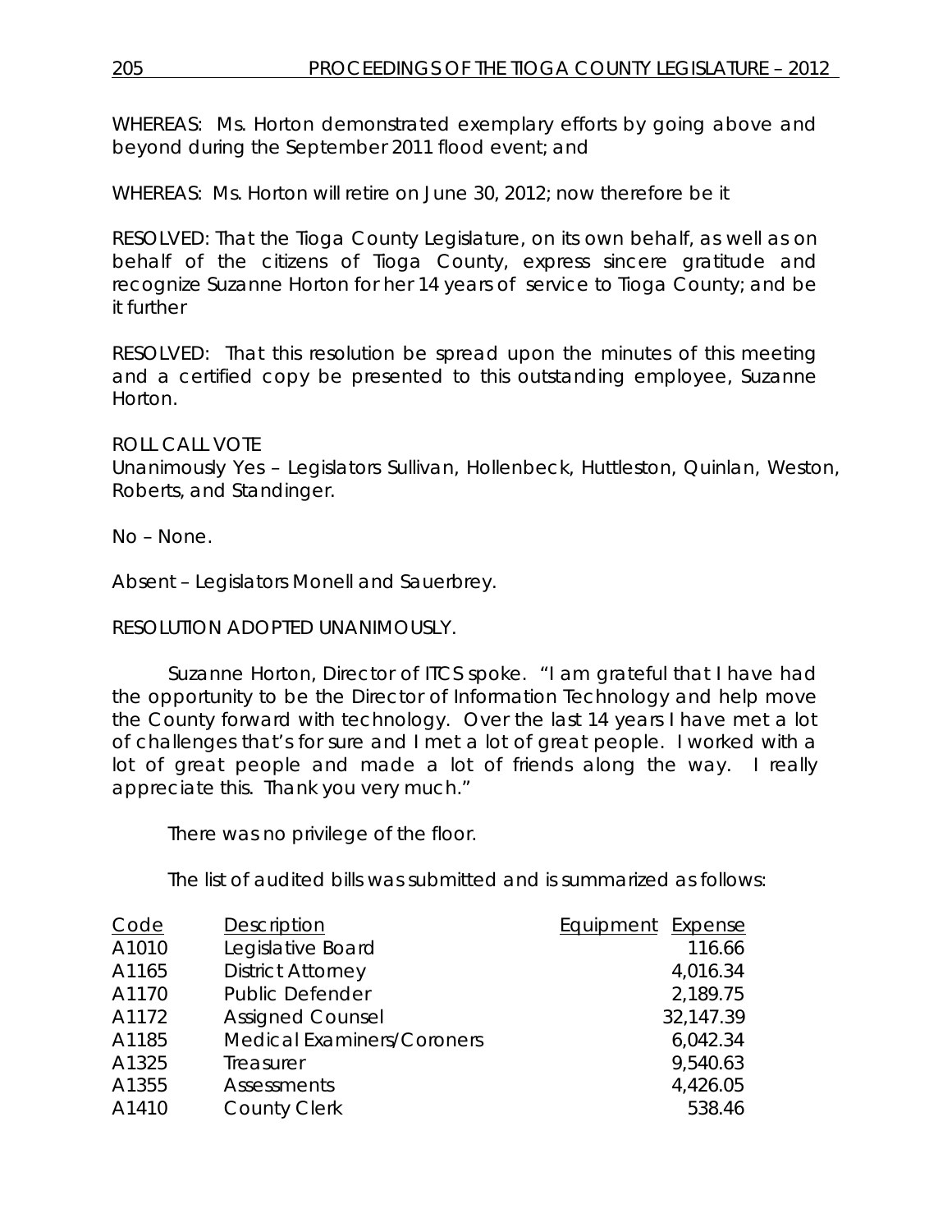WHEREAS: Ms. Horton demonstrated exemplary efforts by going above and beyond during the September 2011 flood event; and

WHEREAS: Ms. Horton will retire on June 30, 2012; now therefore be it

RESOLVED: That the Tioga County Legislature, on its own behalf, as well as on behalf of the citizens of Tioga County, express sincere gratitude and recognize Suzanne Horton for her 14 years of service to Tioga County; and be it further

RESOLVED: That this resolution be spread upon the minutes of this meeting and a certified copy be presented to this outstanding employee, Suzanne Horton.

ROLL CALL VOTE
Unanimously Yes – Legislators Sullivan, Hollenbeck, Huttleston, Quinlan, Weston, Roberts, and Standinger.

No – None.

Absent – Legislators Monell and Sauerbrey.

RESOLUTION ADOPTED UNANIMOUSLY.

Suzanne Horton, Director of ITCS spoke. "I am grateful that I have had the opportunity to be the Director of Information Technology and help move the County forward with technology. Over the last 14 years I have met a lot of challenges that's for sure and I met a lot of great people. I worked with a lot of great people and made a lot of friends along the way. I really appreciate this. Thank you very much."

There was no privilege of the floor.

The list of audited bills was submitted and is summarized as follows:

| Code | Description | Equipment | Expense |
|---|---|---|---|
| A1010 | Legislative Board | | 116.66 |
| A1165 | District Attorney | | 4,016.34 |
| A1170 | Public Defender | | 2,189.75 |
| A1172 | Assigned Counsel | | 32,147.39 |
| A1185 | Medical Examiners/Coroners | | 6,042.34 |
| A1325 | Treasurer | | 9,540.63 |
| A1355 | Assessments | | 4,426.05 |
| A1410 | County Clerk | | 538.46 |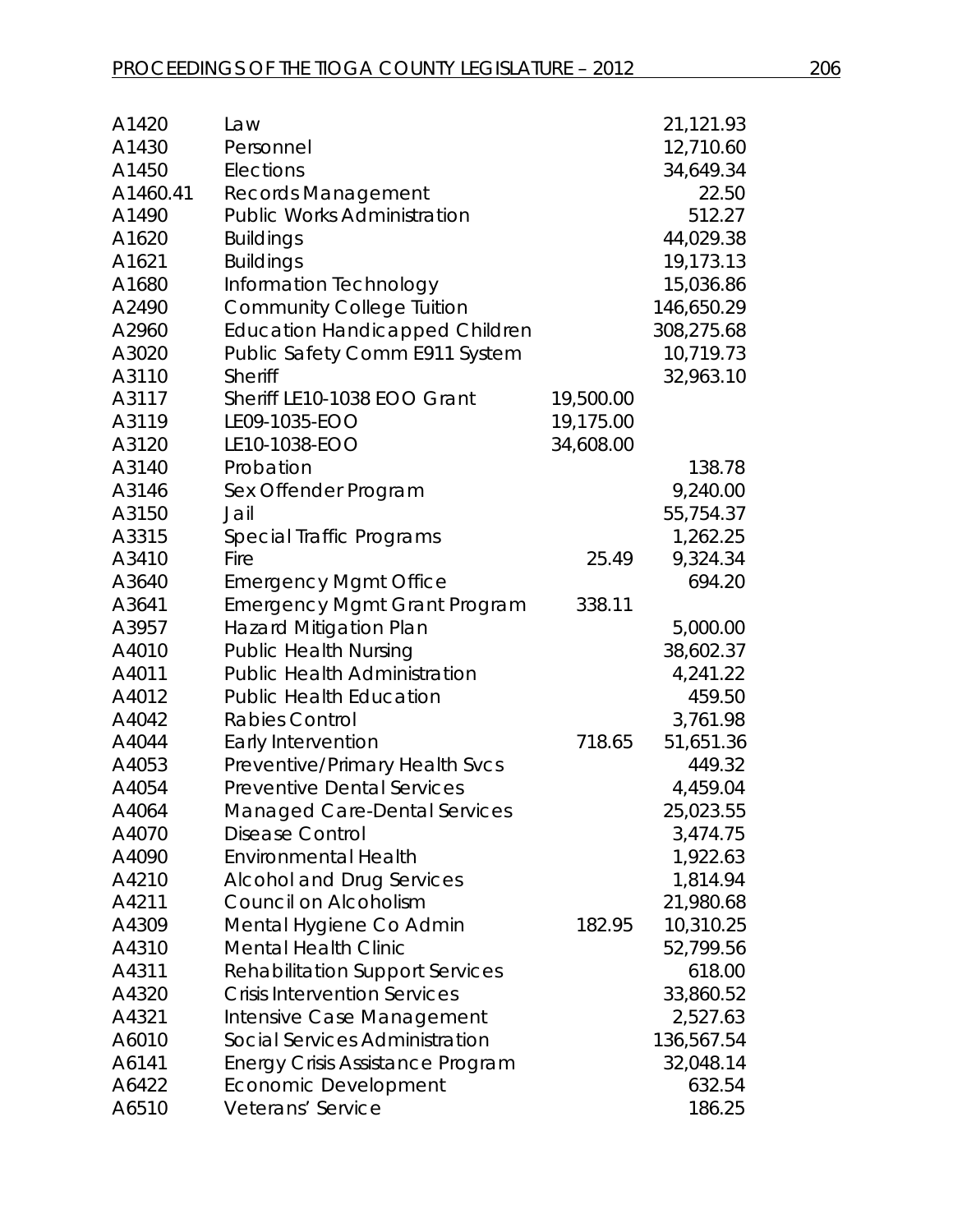| | | | |
|---|---|---|---|
| A1420 | Law | | 21,121.93 |
| A1430 | Personnel | | 12,710.60 |
| A1450 | Elections | | 34,649.34 |
| A1460.41 | Records Management | | 22.50 |
| A1490 | Public Works Administration | | 512.27 |
| A1620 | Buildings | | 44,029.38 |
| A1621 | Buildings | | 19,173.13 |
| A1680 | Information Technology | | 15,036.86 |
| A2490 | Community College Tuition | | 146,650.29 |
| A2960 | Education Handicapped Children | | 308,275.68 |
| A3020 | Public Safety Comm E911 System | | 10,719.73 |
| A3110 | Sheriff | | 32,963.10 |
| A3117 | Sheriff LE10-1038 EOO Grant | 19,500.00 | |
| A3119 | LE09-1035-EOO | 19,175.00 | |
| A3120 | LE10-1038-EOO | 34,608.00 | |
| A3140 | Probation | | 138.78 |
| A3146 | Sex Offender Program | | 9,240.00 |
| A3150 | Jail | | 55,754.37 |
| A3315 | Special Traffic Programs | | 1,262.25 |
| A3410 | Fire | 25.49 | 9,324.34 |
| A3640 | Emergency Mgmt Office | | 694.20 |
| A3641 | Emergency Mgmt Grant Program | 338.11 | |
| A3957 | Hazard Mitigation Plan | | 5,000.00 |
| A4010 | Public Health Nursing | | 38,602.37 |
| A4011 | Public Health Administration | | 4,241.22 |
| A4012 | Public Health Education | | 459.50 |
| A4042 | Rabies Control | | 3,761.98 |
| A4044 | Early Intervention | 718.65 | 51,651.36 |
| A4053 | Preventive/Primary Health Svcs | | 449.32 |
| A4054 | Preventive Dental Services | | 4,459.04 |
| A4064 | Managed Care-Dental Services | | 25,023.55 |
| A4070 | Disease Control | | 3,474.75 |
| A4090 | Environmental Health | | 1,922.63 |
| A4210 | Alcohol and Drug Services | | 1,814.94 |
| A4211 | Council on Alcoholism | | 21,980.68 |
| A4309 | Mental Hygiene Co Admin | 182.95 | 10,310.25 |
| A4310 | Mental Health Clinic | | 52,799.56 |
| A4311 | Rehabilitation Support Services | | 618.00 |
| A4320 | Crisis Intervention Services | | 33,860.52 |
| A4321 | Intensive Case Management | | 2,527.63 |
| A6010 | Social Services Administration | | 136,567.54 |
| A6141 | Energy Crisis Assistance Program | | 32,048.14 |
| A6422 | Economic Development | | 632.54 |
| A6510 | Veterans' Service | | 186.25 |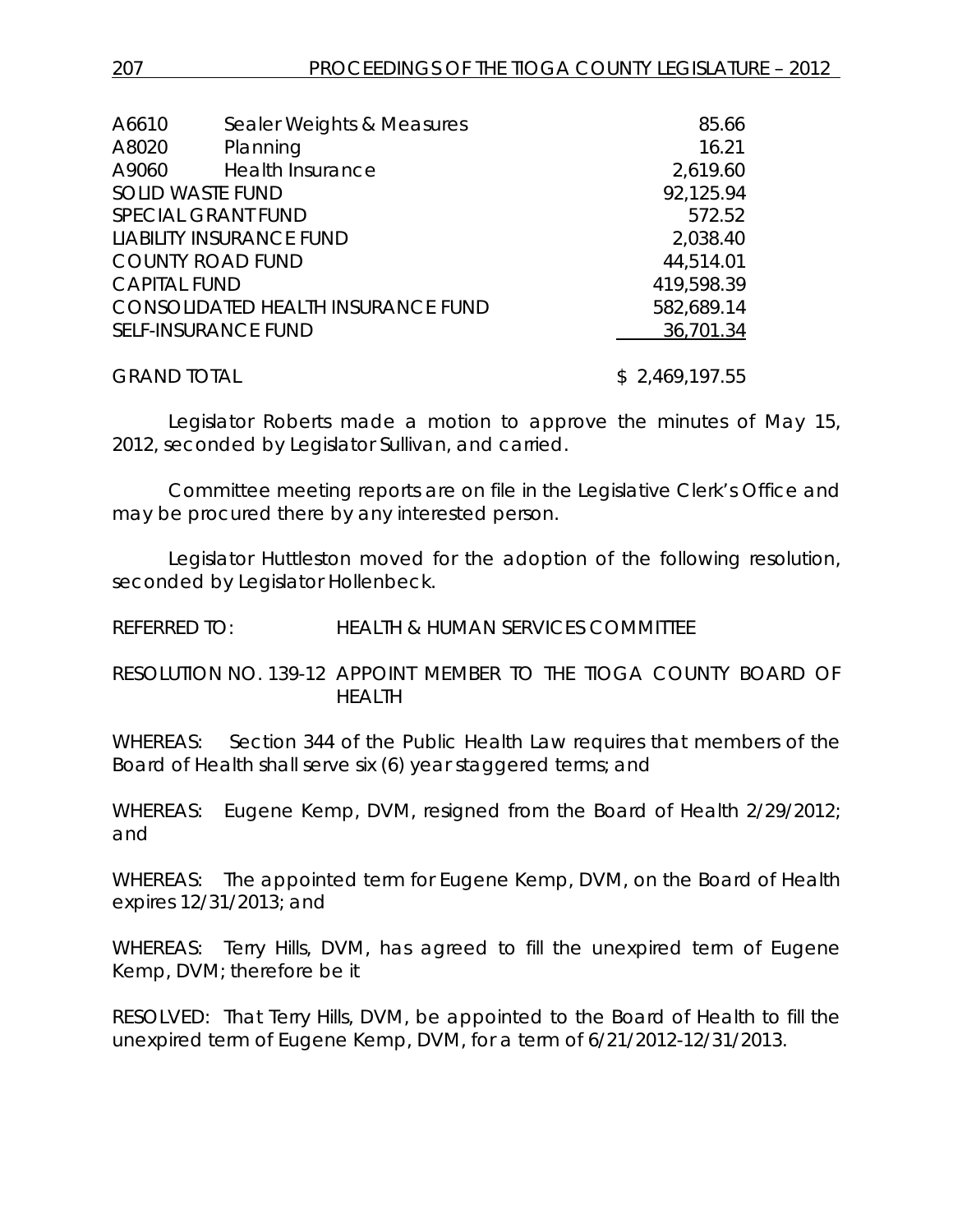| | | |
|---|---|---|
| A6610 | Sealer Weights & Measures | 85.66 |
| A8020 | Planning | 16.21 |
| A9060 | Health Insurance | 2,619.60 |
| SOLID WASTE FUND | | 92,125.94 |
| SPECIAL GRANT FUND | | 572.52 |
| LIABILITY INSURANCE FUND | | 2,038.40 |
| COUNTY ROAD FUND | | 44,514.01 |
| CAPITAL FUND | | 419,598.39 |
| CONSOLIDATED HEALTH INSURANCE FUND | | 582,689.14 |
| SELF-INSURANCE FUND | | 36,701.34 |
| GRAND TOTAL | | $ 2,469,197.55 |

Legislator Roberts made a motion to approve the minutes of May 15, 2012, seconded by Legislator Sullivan, and carried.

Committee meeting reports are on file in the Legislative Clerk's Office and may be procured there by any interested person.

Legislator Huttleston moved for the adoption of the following resolution, seconded by Legislator Hollenbeck.

REFERRED TO: HEALTH & HUMAN SERVICES COMMITTEE

RESOLUTION NO. 139-12 APPOINT MEMBER TO THE TIOGA COUNTY BOARD OF HEALTH

WHEREAS: Section 344 of the Public Health Law requires that members of the Board of Health shall serve six (6) year staggered terms; and

WHEREAS: Eugene Kemp, DVM, resigned from the Board of Health 2/29/2012; and

WHEREAS: The appointed term for Eugene Kemp, DVM, on the Board of Health expires 12/31/2013; and

WHEREAS: Terry Hills, DVM, has agreed to fill the unexpired term of Eugene Kemp, DVM; therefore be it

RESOLVED: That Terry Hills, DVM, be appointed to the Board of Health to fill the unexpired term of Eugene Kemp, DVM, for a term of 6/21/2012-12/31/2013.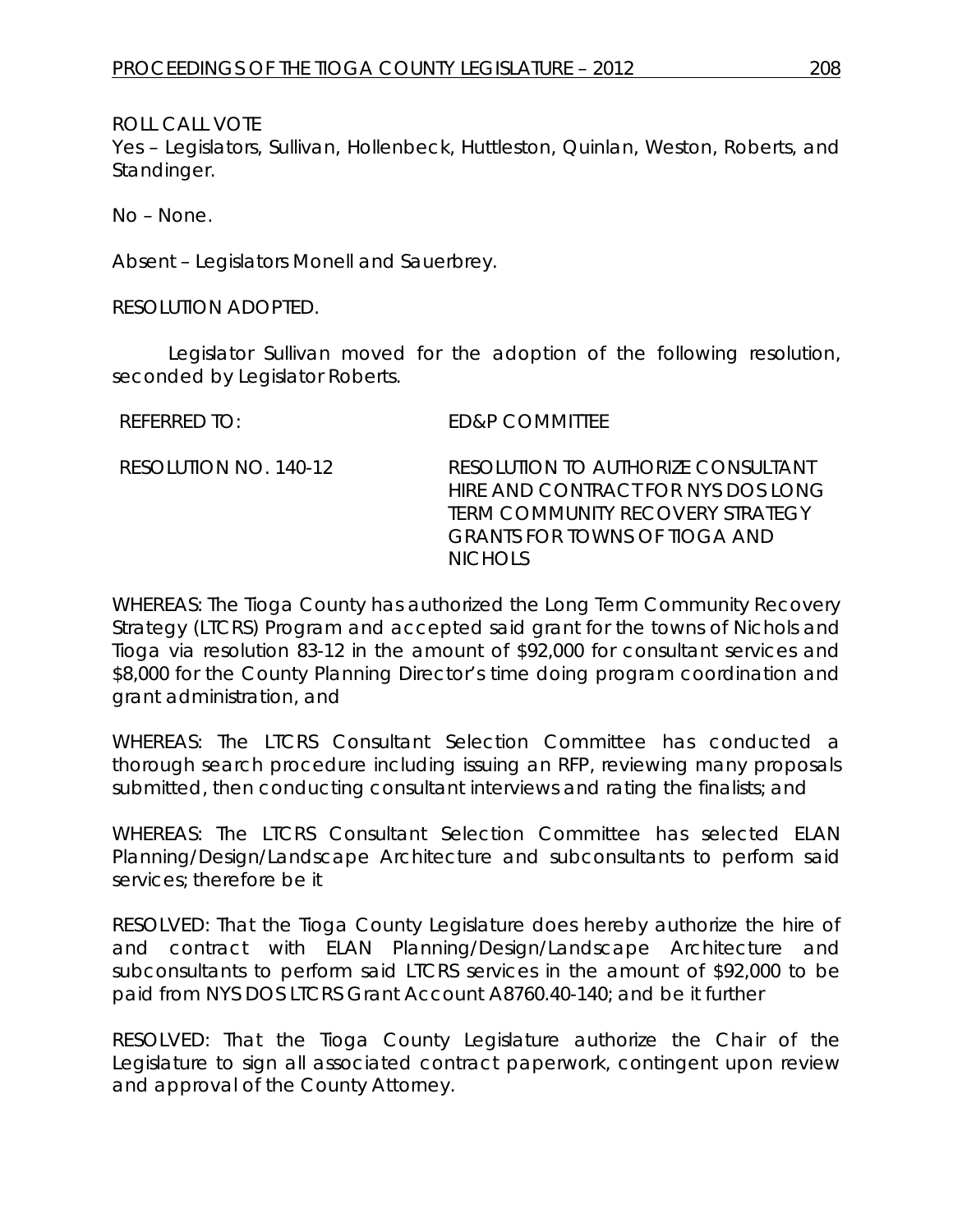ROLL CALL VOTE
Yes – Legislators, Sullivan, Hollenbeck, Huttleston, Quinlan, Weston, Roberts, and Standinger.

No – None.

Absent – Legislators Monell and Sauerbrey.

RESOLUTION ADOPTED.

Legislator Sullivan moved for the adoption of the following resolution, seconded by Legislator Roberts.

REFERRED TO: ED&P COMMITTEE

RESOLUTION NO. 140-12 RESOLUTION TO AUTHORIZE CONSULTANT HIRE AND CONTRACT FOR NYS DOS LONG TERM COMMUNITY RECOVERY STRATEGY GRANTS FOR TOWNS OF TIOGA AND NICHOLS

WHEREAS: The Tioga County has authorized the Long Term Community Recovery Strategy (LTCRS) Program and accepted said grant for the towns of Nichols and Tioga via resolution 83-12 in the amount of $92,000 for consultant services and $8,000 for the County Planning Director's time doing program coordination and grant administration, and

WHEREAS: The LTCRS Consultant Selection Committee has conducted a thorough search procedure including issuing an RFP, reviewing many proposals submitted, then conducting consultant interviews and rating the finalists; and

WHEREAS: The LTCRS Consultant Selection Committee has selected ELAN Planning/Design/Landscape Architecture and subconsultants to perform said services; therefore be it

RESOLVED: That the Tioga County Legislature does hereby authorize the hire of and contract with ELAN Planning/Design/Landscape Architecture and subconsultants to perform said LTCRS services in the amount of $92,000 to be paid from NYS DOS LTCRS Grant Account A8760.40-140; and be it further

RESOLVED: That the Tioga County Legislature authorize the Chair of the Legislature to sign all associated contract paperwork, contingent upon review and approval of the County Attorney.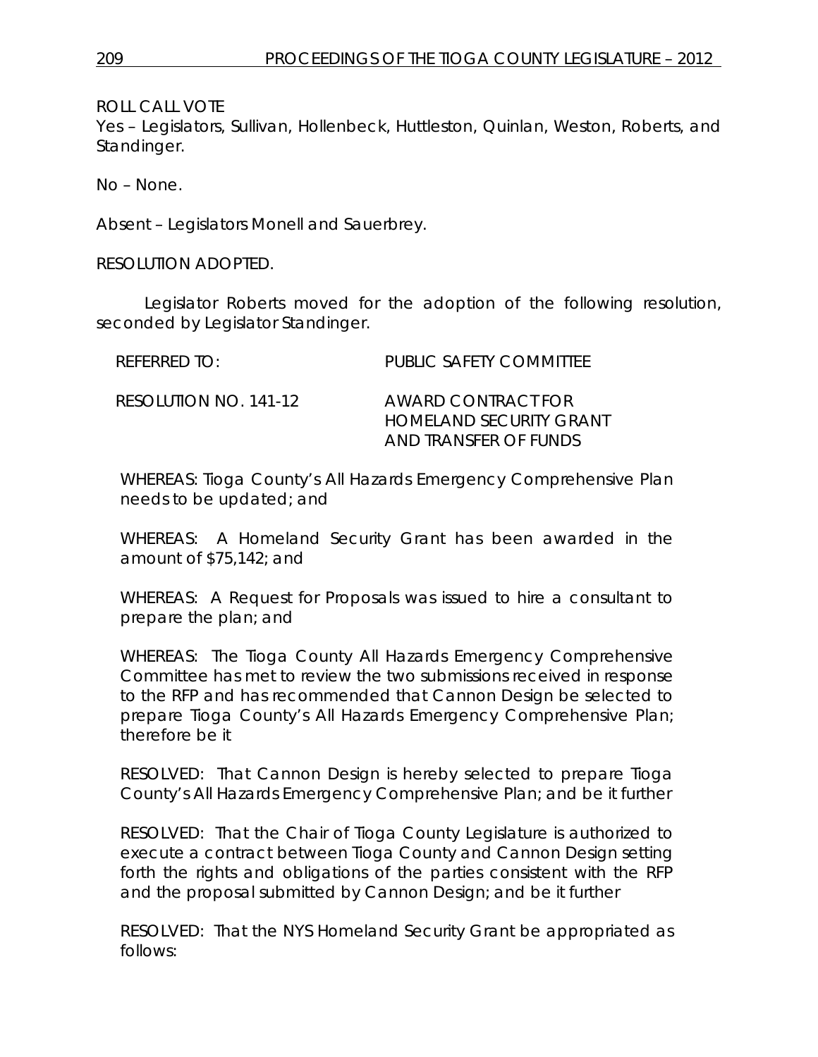ROLL CALL VOTE

Yes – Legislators, Sullivan, Hollenbeck, Huttleston, Quinlan, Weston, Roberts, and Standinger.

No – None.

Absent – Legislators Monell and Sauerbrey.

RESOLUTION ADOPTED.

Legislator Roberts moved for the adoption of the following resolution, seconded by Legislator Standinger.

REFERRED TO: PUBLIC SAFETY COMMITTEE

RESOLUTION NO. 141-12 AWARD CONTRACT FOR HOMELAND SECURITY GRANT AND TRANSFER OF FUNDS

WHEREAS: Tioga County's All Hazards Emergency Comprehensive Plan needs to be updated; and

WHEREAS: A Homeland Security Grant has been awarded in the amount of $75,142; and

WHEREAS: A Request for Proposals was issued to hire a consultant to prepare the plan; and

WHEREAS: The Tioga County All Hazards Emergency Comprehensive Committee has met to review the two submissions received in response to the RFP and has recommended that Cannon Design be selected to prepare Tioga County's All Hazards Emergency Comprehensive Plan; therefore be it

RESOLVED: That Cannon Design is hereby selected to prepare Tioga County's All Hazards Emergency Comprehensive Plan; and be it further

RESOLVED: That the Chair of Tioga County Legislature is authorized to execute a contract between Tioga County and Cannon Design setting forth the rights and obligations of the parties consistent with the RFP and the proposal submitted by Cannon Design; and be it further

RESOLVED: That the NYS Homeland Security Grant be appropriated as follows: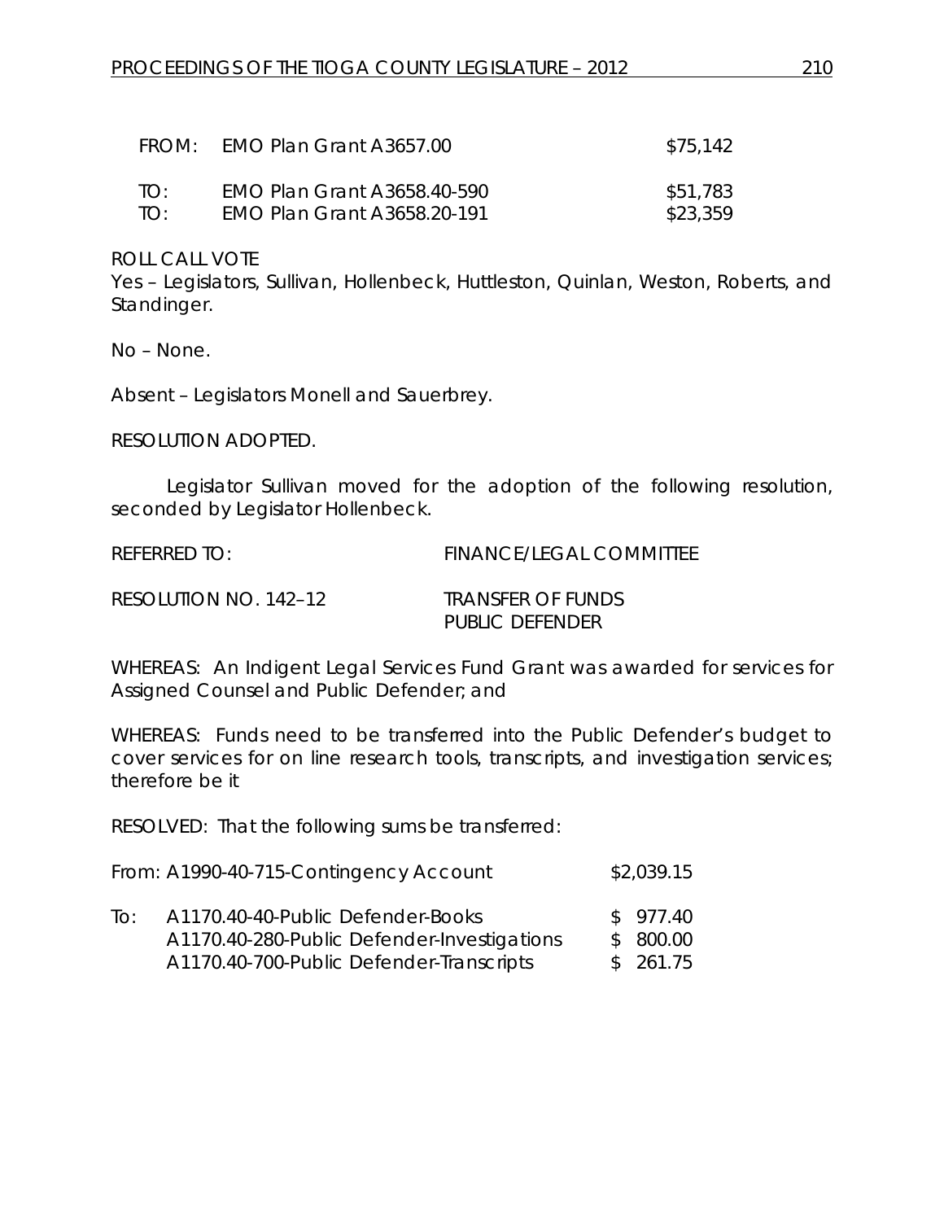| | | |
|---|---|---|
| FROM: | EMO Plan Grant A3657.00 | \$75,142 |
| TO: | EMO Plan Grant A3658.40-590 | \$51,783 |
| TO: | EMO Plan Grant A3658.20-191 | \$23,359 |

ROLL CALL VOTE
Yes – Legislators, Sullivan, Hollenbeck, Huttleston, Quinlan, Weston, Roberts, and Standinger.

No – None.

Absent – Legislators Monell and Sauerbrey.

RESOLUTION ADOPTED.

Legislator Sullivan moved for the adoption of the following resolution, seconded by Legislator Hollenbeck.

REFERRED TO: FINANCE/LEGAL COMMITTEE

RESOLUTION NO. 142–12 TRANSFER OF FUNDS PUBLIC DEFENDER

WHEREAS: An Indigent Legal Services Fund Grant was awarded for services for Assigned Counsel and Public Defender; and

WHEREAS: Funds need to be transferred into the Public Defender's budget to cover services for on line research tools, transcripts, and investigation services; therefore be it

RESOLVED: That the following sums be transferred:

| | | |
|---|---|---|
| From: | A1990-40-715-Contingency Account | \$2,039.15 |
| To: | A1170.40-40-Public Defender-Books | \$ 977.40 |
| | A1170.40-280-Public Defender-Investigations | \$ 800.00 |
| | A1170.40-700-Public Defender-Transcripts | \$ 261.75 |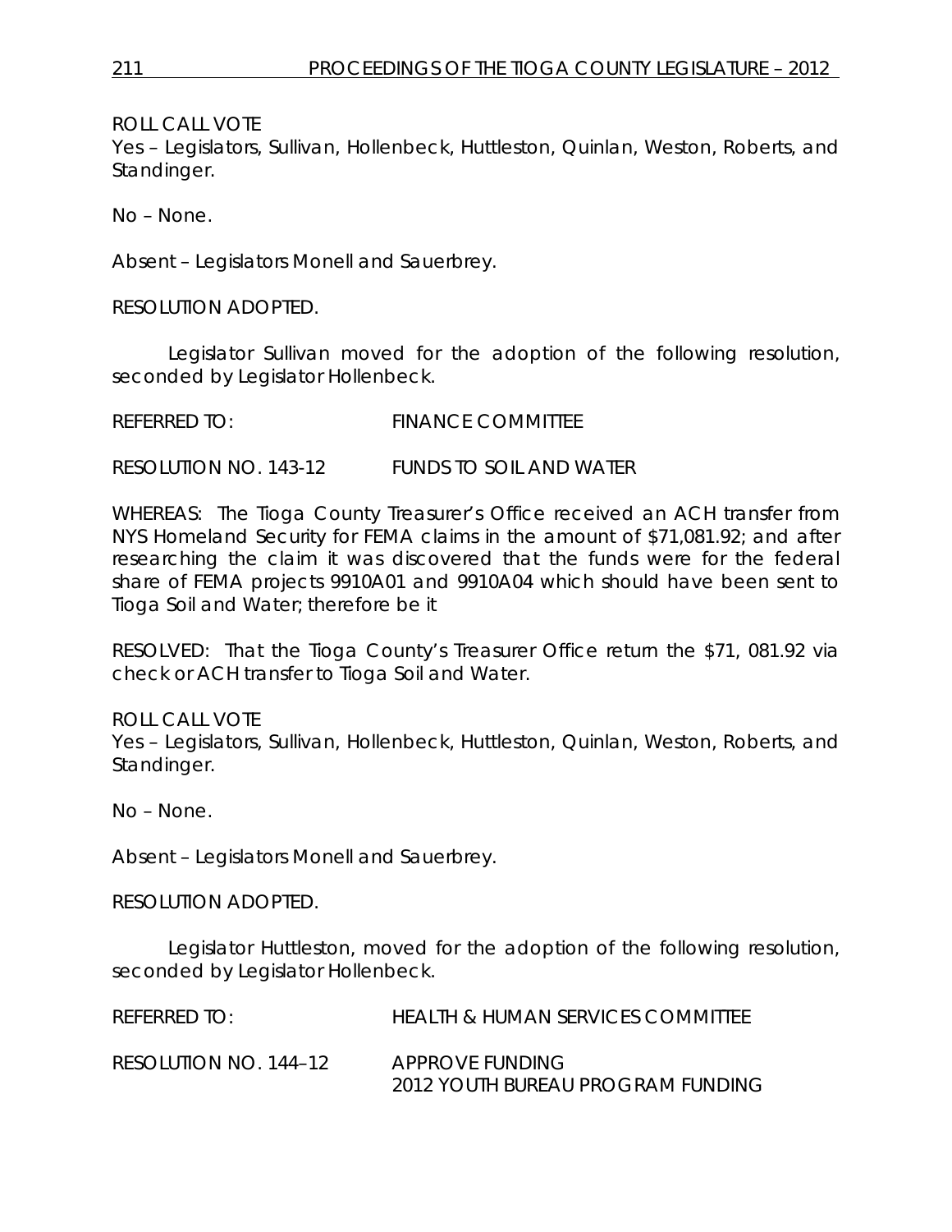ROLL CALL VOTE
Yes – Legislators, Sullivan, Hollenbeck, Huttleston, Quinlan, Weston, Roberts, and Standinger.

No – None.

Absent – Legislators Monell and Sauerbrey.

RESOLUTION ADOPTED.

Legislator Sullivan moved for the adoption of the following resolution, seconded by Legislator Hollenbeck.

REFERRED TO: FINANCE COMMITTEE

RESOLUTION NO. 143-12 FUNDS TO SOIL AND WATER

WHEREAS: The Tioga County Treasurer's Office received an ACH transfer from NYS Homeland Security for FEMA claims in the amount of $71,081.92; and after researching the claim it was discovered that the funds were for the federal share of FEMA projects 9910A01 and 9910A04 which should have been sent to Tioga Soil and Water; therefore be it

RESOLVED: That the Tioga County's Treasurer Office return the $71, 081.92 via check or ACH transfer to Tioga Soil and Water.

ROLL CALL VOTE
Yes – Legislators, Sullivan, Hollenbeck, Huttleston, Quinlan, Weston, Roberts, and Standinger.

No – None.

Absent – Legislators Monell and Sauerbrey.

RESOLUTION ADOPTED.

Legislator Huttleston, moved for the adoption of the following resolution, seconded by Legislator Hollenbeck.

REFERRED TO: HEALTH & HUMAN SERVICES COMMITTEE

RESOLUTION NO. 144–12 APPROVE FUNDING
2012 YOUTH BUREAU PROGRAM FUNDING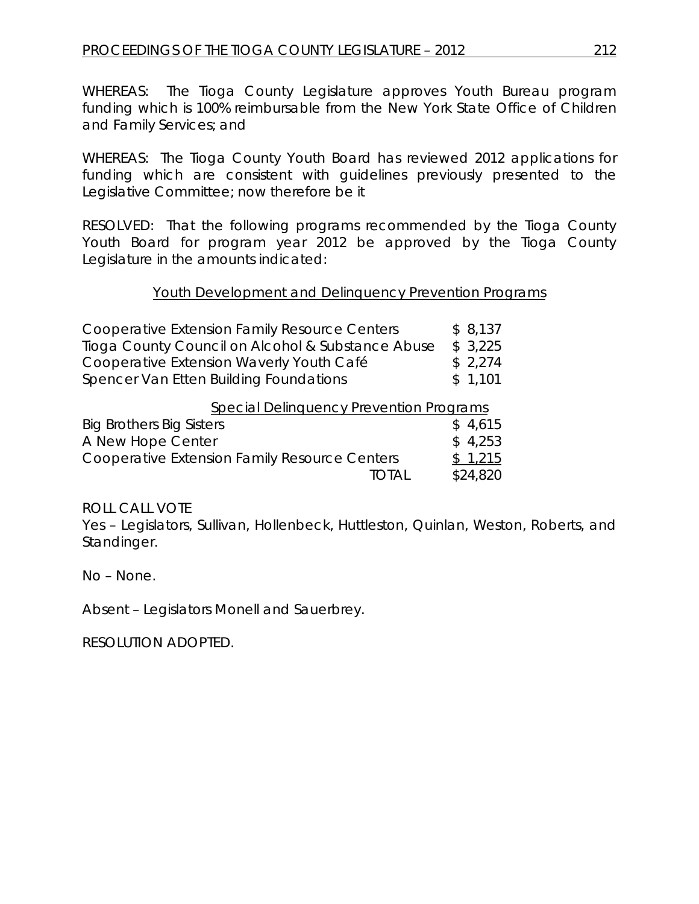WHEREAS: The Tioga County Legislature approves Youth Bureau program funding which is 100% reimbursable from the New York State Office of Children and Family Services; and

WHEREAS: The Tioga County Youth Board has reviewed 2012 applications for funding which are consistent with guidelines previously presented to the Legislative Committee; now therefore be it

RESOLVED: That the following programs recommended by the Tioga County Youth Board for program year 2012 be approved by the Tioga County Legislature in the amounts indicated:

Youth Development and Delinquency Prevention Programs

| | |
|---|---|
| Cooperative Extension Family Resource Centers | $ 8,137 |
| Tioga County Council on Alcohol & Substance Abuse | $ 3,225 |
| Cooperative Extension Waverly Youth Café | $ 2,274 |
| Spencer Van Etten Building Foundations | $ 1,101 |
| **Special Delinquency Prevention Programs** | |
| Big Brothers Big Sisters | $ 4,615 |
| A New Hope Center | $ 4,253 |
| Cooperative Extension Family Resource Centers | $ 1,215 |
| TOTAL | $24,820 |

ROLL CALL VOTE
Yes – Legislators, Sullivan, Hollenbeck, Huttleston, Quinlan, Weston, Roberts, and Standinger.

No – None.

Absent – Legislators Monell and Sauerbrey.

RESOLUTION ADOPTED.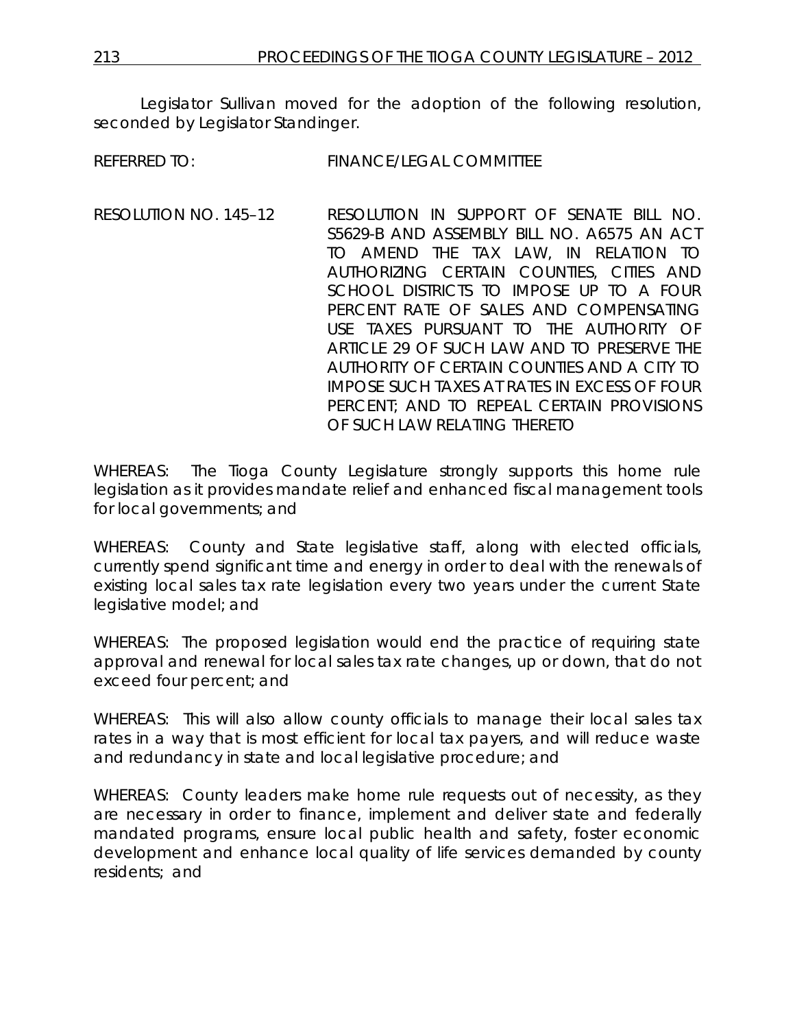Legislator Sullivan moved for the adoption of the following resolution, seconded by Legislator Standinger.

REFERRED TO: FINANCE/LEGAL COMMITTEE

RESOLUTION NO. 145–12 RESOLUTION IN SUPPORT OF SENATE BILL NO. S5629-B AND ASSEMBLY BILL NO. A6575 AN ACT TO AMEND THE TAX LAW, IN RELATION TO AUTHORIZING CERTAIN COUNTIES, CITIES AND SCHOOL DISTRICTS TO IMPOSE UP TO A FOUR PERCENT RATE OF SALES AND COMPENSATING USE TAXES PURSUANT TO THE AUTHORITY OF ARTICLE 29 OF SUCH LAW AND TO PRESERVE THE AUTHORITY OF CERTAIN COUNTIES AND A CITY TO IMPOSE SUCH TAXES AT RATES IN EXCESS OF FOUR PERCENT; AND TO REPEAL CERTAIN PROVISIONS OF SUCH LAW RELATING THERETO

WHEREAS: The Tioga County Legislature strongly supports this home rule legislation as it provides mandate relief and enhanced fiscal management tools for local governments; and

WHEREAS: County and State legislative staff, along with elected officials, currently spend significant time and energy in order to deal with the renewals of existing local sales tax rate legislation every two years under the current State legislative model; and

WHEREAS: The proposed legislation would end the practice of requiring state approval and renewal for local sales tax rate changes, up or down, that do not exceed four percent; and

WHEREAS: This will also allow county officials to manage their local sales tax rates in a way that is most efficient for local tax payers, and will reduce waste and redundancy in state and local legislative procedure; and

WHEREAS: County leaders make home rule requests out of necessity, as they are necessary in order to finance, implement and deliver state and federally mandated programs, ensure local public health and safety, foster economic development and enhance local quality of life services demanded by county residents; and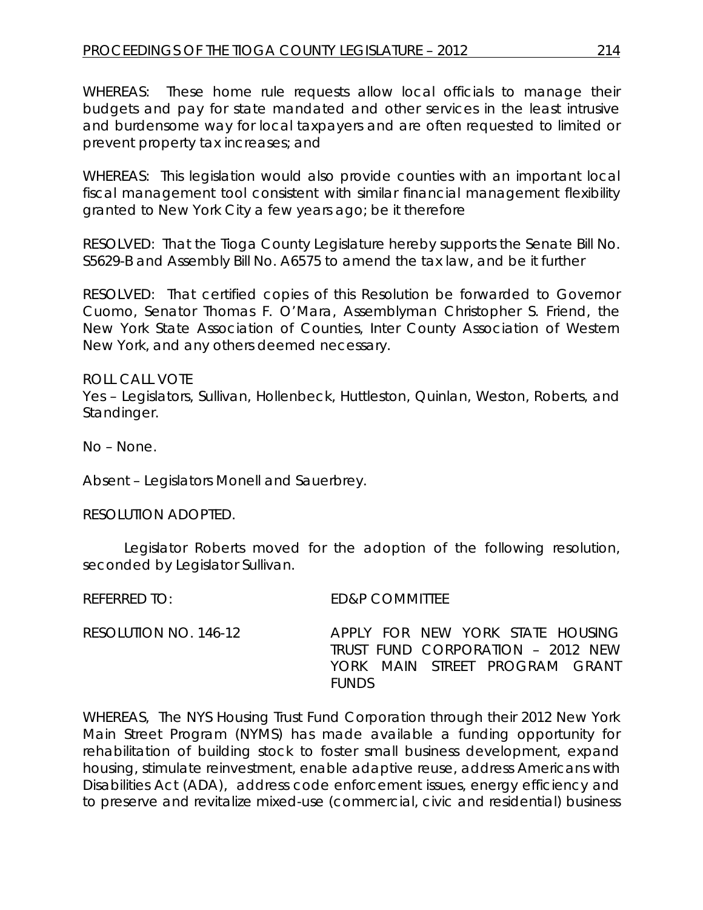WHEREAS: These home rule requests allow local officials to manage their budgets and pay for state mandated and other services in the least intrusive and burdensome way for local taxpayers and are often requested to limited or prevent property tax increases; and

WHEREAS: This legislation would also provide counties with an important local fiscal management tool consistent with similar financial management flexibility granted to New York City a few years ago; be it therefore

RESOLVED: That the Tioga County Legislature hereby supports the Senate Bill No. S5629-B and Assembly Bill No. A6575 to amend the tax law, and be it further

RESOLVED: That certified copies of this Resolution be forwarded to Governor Cuomo, Senator Thomas F. O'Mara, Assemblyman Christopher S. Friend, the New York State Association of Counties, Inter County Association of Western New York, and any others deemed necessary.

ROLL CALL VOTE
Yes – Legislators, Sullivan, Hollenbeck, Huttleston, Quinlan, Weston, Roberts, and Standinger.

No – None.

Absent – Legislators Monell and Sauerbrey.

RESOLUTION ADOPTED.

Legislator Roberts moved for the adoption of the following resolution, seconded by Legislator Sullivan.

REFERRED TO: ED&P COMMITTEE

RESOLUTION NO. 146-12 APPLY FOR NEW YORK STATE HOUSING TRUST FUND CORPORATION – 2012 NEW YORK MAIN STREET PROGRAM GRANT FUNDS

WHEREAS, The NYS Housing Trust Fund Corporation through their 2012 New York Main Street Program (NYMS) has made available a funding opportunity for rehabilitation of building stock to foster small business development, expand housing, stimulate reinvestment, enable adaptive reuse, address Americans with Disabilities Act (ADA), address code enforcement issues, energy efficiency and to preserve and revitalize mixed-use (commercial, civic and residential) business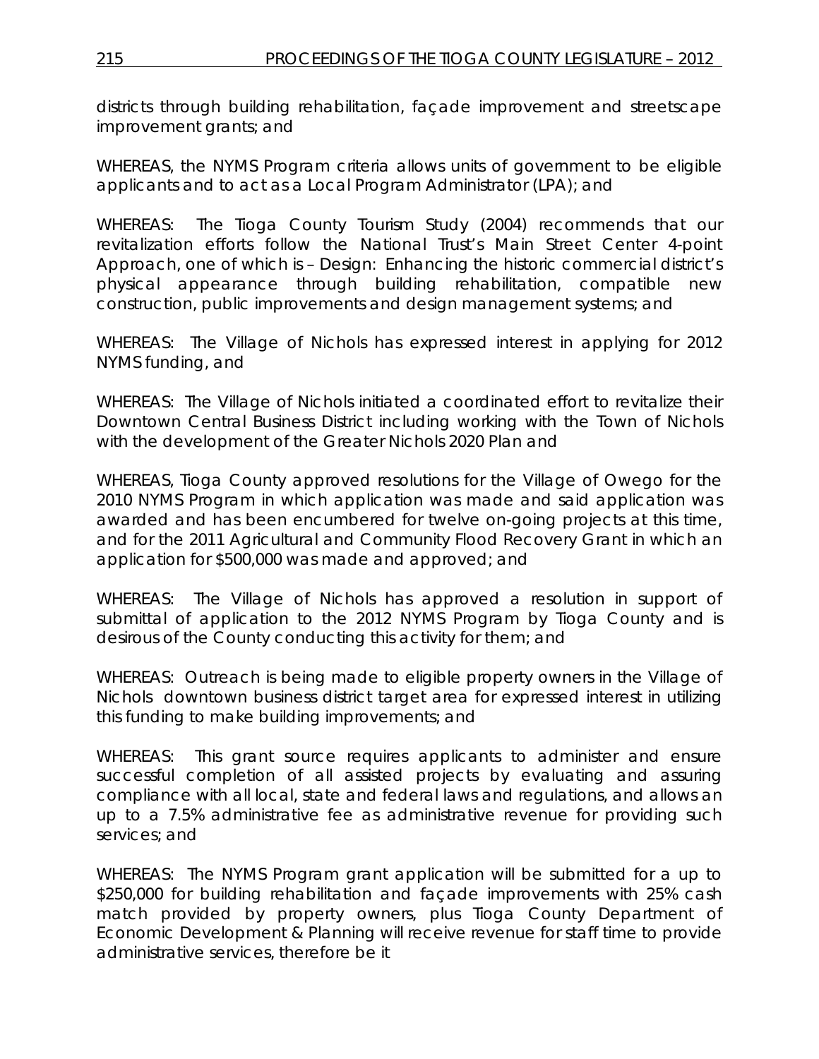districts through building rehabilitation, façade improvement and streetscape improvement grants; and

WHEREAS, the NYMS Program criteria allows units of government to be eligible applicants and to act as a Local Program Administrator (LPA); and

WHEREAS: The Tioga County Tourism Study (2004) recommends that our revitalization efforts follow the National Trust's Main Street Center 4-point Approach, one of which is – Design: Enhancing the historic commercial district's physical appearance through building rehabilitation, compatible new construction, public improvements and design management systems; and

WHEREAS: The Village of Nichols has expressed interest in applying for 2012 NYMS funding, and

WHEREAS: The Village of Nichols initiated a coordinated effort to revitalize their Downtown Central Business District including working with the Town of Nichols with the development of the Greater Nichols 2020 Plan and

WHEREAS, Tioga County approved resolutions for the Village of Owego for the 2010 NYMS Program in which application was made and said application was awarded and has been encumbered for twelve on-going projects at this time, and for the 2011 Agricultural and Community Flood Recovery Grant in which an application for $500,000 was made and approved; and

WHEREAS: The Village of Nichols has approved a resolution in support of submittal of application to the 2012 NYMS Program by Tioga County and is desirous of the County conducting this activity for them; and

WHEREAS: Outreach is being made to eligible property owners in the Village of Nichols downtown business district target area for expressed interest in utilizing this funding to make building improvements; and

WHEREAS: This grant source requires applicants to administer and ensure successful completion of all assisted projects by evaluating and assuring compliance with all local, state and federal laws and regulations, and allows an up to a 7.5% administrative fee as administrative revenue for providing such services; and

WHEREAS: The NYMS Program grant application will be submitted for a up to $250,000 for building rehabilitation and façade improvements with 25% cash match provided by property owners, plus Tioga County Department of Economic Development & Planning will receive revenue for staff time to provide administrative services, therefore be it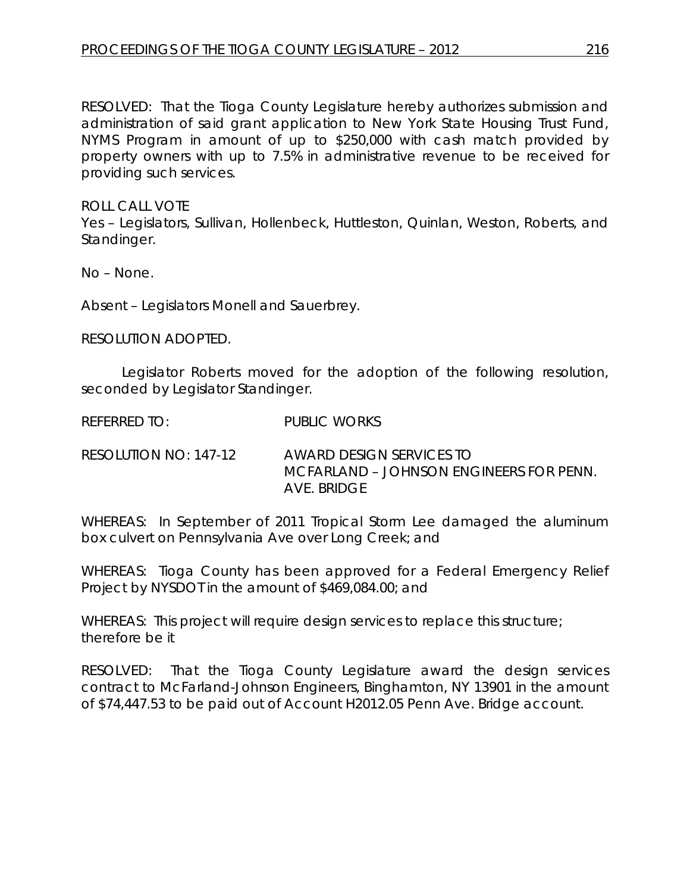RESOLVED: That the Tioga County Legislature hereby authorizes submission and administration of said grant application to New York State Housing Trust Fund, NYMS Program in amount of up to $250,000 with cash match provided by property owners with up to 7.5% in administrative revenue to be received for providing such services.

ROLL CALL VOTE
Yes – Legislators, Sullivan, Hollenbeck, Huttleston, Quinlan, Weston, Roberts, and Standinger.

No – None.

Absent – Legislators Monell and Sauerbrey.

RESOLUTION ADOPTED.

Legislator Roberts moved for the adoption of the following resolution, seconded by Legislator Standinger.

REFERRED TO: PUBLIC WORKS

RESOLUTION NO: 147-12 AWARD DESIGN SERVICES TO MCFARLAND – JOHNSON ENGINEERS FOR PENN. AVE. BRIDGE

WHEREAS: In September of 2011 Tropical Storm Lee damaged the aluminum box culvert on Pennsylvania Ave over Long Creek; and

WHEREAS: Tioga County has been approved for a Federal Emergency Relief Project by NYSDOT in the amount of $469,084.00; and

WHEREAS: This project will require design services to replace this structure; therefore be it

RESOLVED: That the Tioga County Legislature award the design services contract to McFarland-Johnson Engineers, Binghamton, NY 13901 in the amount of $74,447.53 to be paid out of Account H2012.05 Penn Ave. Bridge account.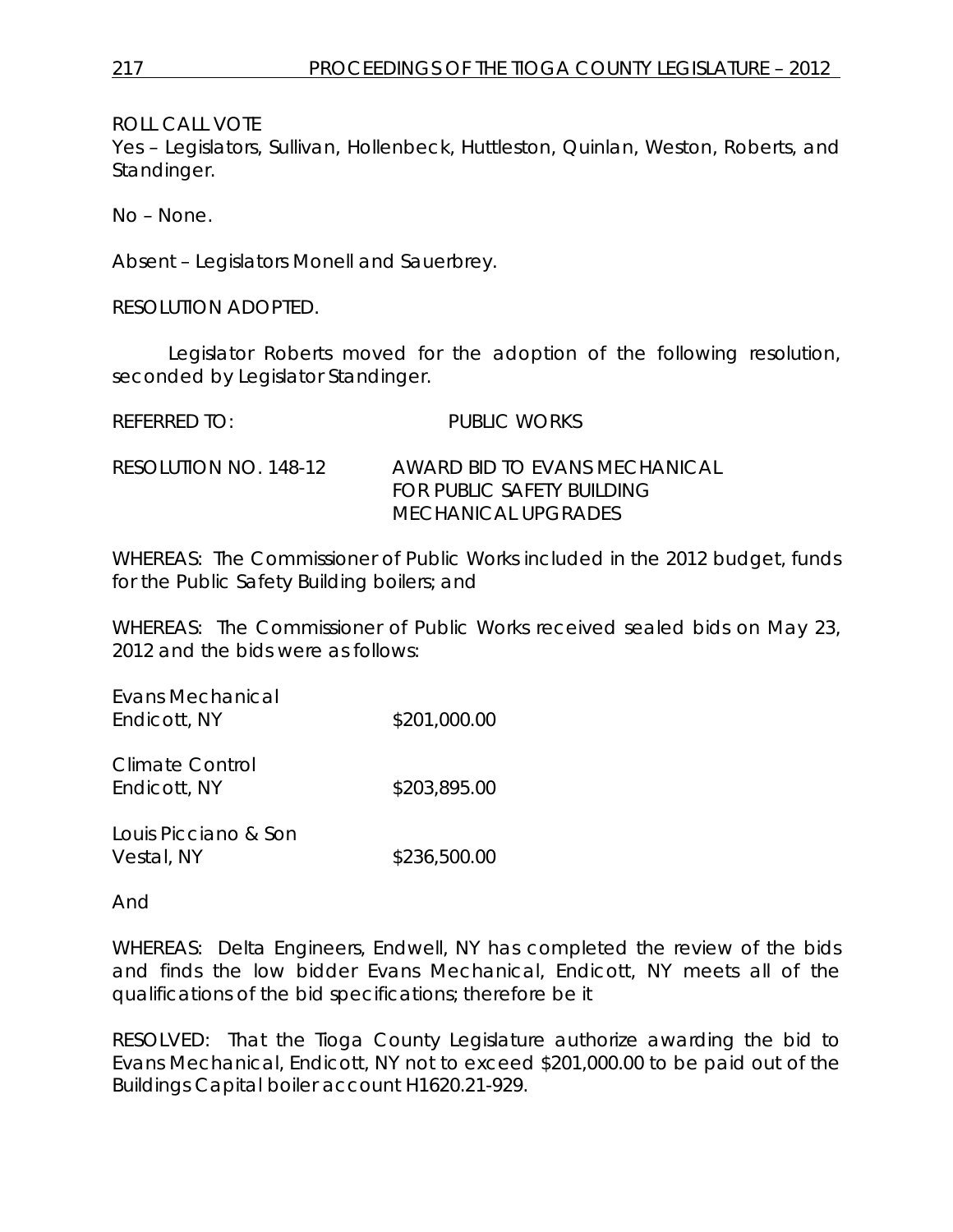ROLL CALL VOTE
Yes – Legislators, Sullivan, Hollenbeck, Huttleston, Quinlan, Weston, Roberts, and Standinger.

No – None.

Absent – Legislators Monell and Sauerbrey.

RESOLUTION ADOPTED.

Legislator Roberts moved for the adoption of the following resolution, seconded by Legislator Standinger.

REFERRED TO: PUBLIC WORKS

RESOLUTION NO. 148-12 AWARD BID TO EVANS MECHANICAL FOR PUBLIC SAFETY BUILDING MECHANICAL UPGRADES

WHEREAS: The Commissioner of Public Works included in the 2012 budget, funds for the Public Safety Building boilers; and

WHEREAS: The Commissioner of Public Works received sealed bids on May 23, 2012 and the bids were as follows:

| | |
|---|---|
| Evans Mechanical<br>Endicott, NY | \$201,000.00 |
| Climate Control<br>Endicott, NY | \$203,895.00 |
| Louis Picciano & Son<br>Vestal, NY | \$236,500.00 |

And

WHEREAS: Delta Engineers, Endwell, NY has completed the review of the bids and finds the low bidder Evans Mechanical, Endicott, NY meets all of the qualifications of the bid specifications; therefore be it

RESOLVED: That the Tioga County Legislature authorize awarding the bid to Evans Mechanical, Endicott, NY not to exceed \$201,000.00 to be paid out of the Buildings Capital boiler account H1620.21-929.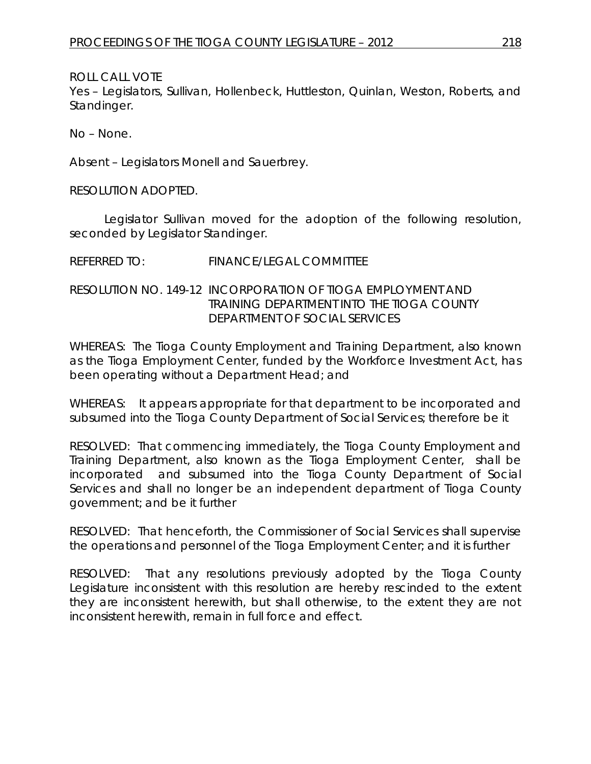ROLL CALL VOTE
Yes – Legislators, Sullivan, Hollenbeck, Huttleston, Quinlan, Weston, Roberts, and Standinger.

No – None.

Absent – Legislators Monell and Sauerbrey.

RESOLUTION ADOPTED.

Legislator Sullivan moved for the adoption of the following resolution, seconded by Legislator Standinger.

REFERRED TO: FINANCE/LEGAL COMMITTEE

RESOLUTION NO. 149-12 INCORPORATION OF TIOGA EMPLOYMENT AND TRAINING DEPARTMENT INTO THE TIOGA COUNTY DEPARTMENT OF SOCIAL SERVICES

WHEREAS: The Tioga County Employment and Training Department, also known as the Tioga Employment Center, funded by the Workforce Investment Act, has been operating without a Department Head; and

WHEREAS: It appears appropriate for that department to be incorporated and subsumed into the Tioga County Department of Social Services; therefore be it

RESOLVED: That commencing immediately, the Tioga County Employment and Training Department, also known as the Tioga Employment Center, shall be incorporated and subsumed into the Tioga County Department of Social Services and shall no longer be an independent department of Tioga County government; and be it further

RESOLVED: That henceforth, the Commissioner of Social Services shall supervise the operations and personnel of the Tioga Employment Center; and it is further

RESOLVED: That any resolutions previously adopted by the Tioga County Legislature inconsistent with this resolution are hereby rescinded to the extent they are inconsistent herewith, but shall otherwise, to the extent they are not inconsistent herewith, remain in full force and effect.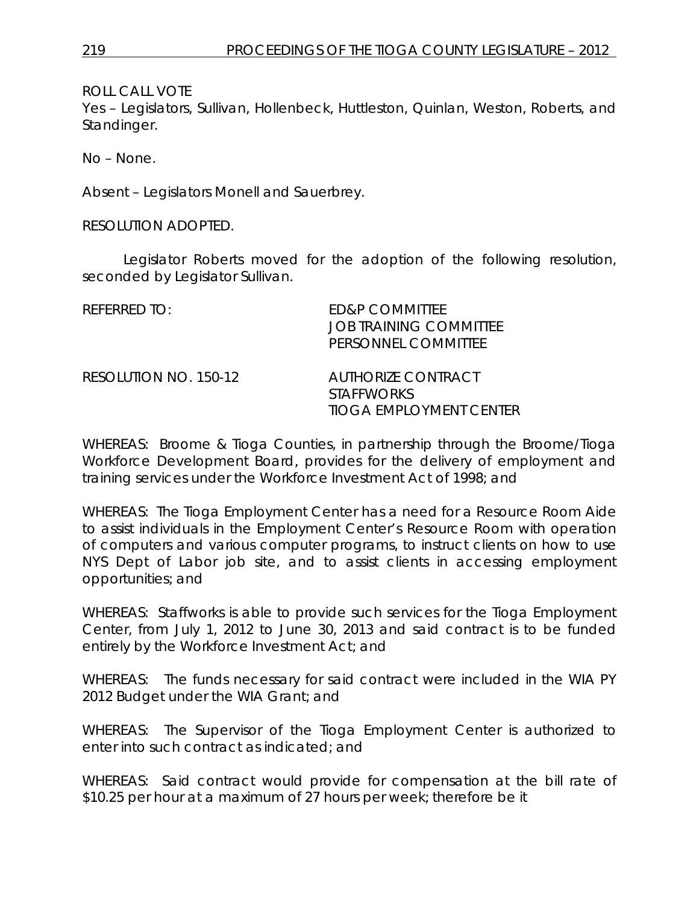ROLL CALL VOTE

Yes – Legislators, Sullivan, Hollenbeck, Huttleston, Quinlan, Weston, Roberts, and Standinger.

No – None.

Absent – Legislators Monell and Sauerbrey.

RESOLUTION ADOPTED.

Legislator Roberts moved for the adoption of the following resolution, seconded by Legislator Sullivan.

REFERRED TO: ED&P COMMITTEE
JOB TRAINING COMMITTEE
PERSONNEL COMMITTEE

RESOLUTION NO. 150-12 AUTHORIZE CONTRACT
STAFFWORKS
TIOGA EMPLOYMENT CENTER

WHEREAS: Broome & Tioga Counties, in partnership through the Broome/Tioga Workforce Development Board, provides for the delivery of employment and training services under the Workforce Investment Act of 1998; and

WHEREAS: The Tioga Employment Center has a need for a Resource Room Aide to assist individuals in the Employment Center's Resource Room with operation of computers and various computer programs, to instruct clients on how to use NYS Dept of Labor job site, and to assist clients in accessing employment opportunities; and

WHEREAS: Staffworks is able to provide such services for the Tioga Employment Center, from July 1, 2012 to June 30, 2013 and said contract is to be funded entirely by the Workforce Investment Act; and

WHEREAS: The funds necessary for said contract were included in the WIA PY 2012 Budget under the WIA Grant; and

WHEREAS: The Supervisor of the Tioga Employment Center is authorized to enter into such contract as indicated; and

WHEREAS: Said contract would provide for compensation at the bill rate of $10.25 per hour at a maximum of 27 hours per week; therefore be it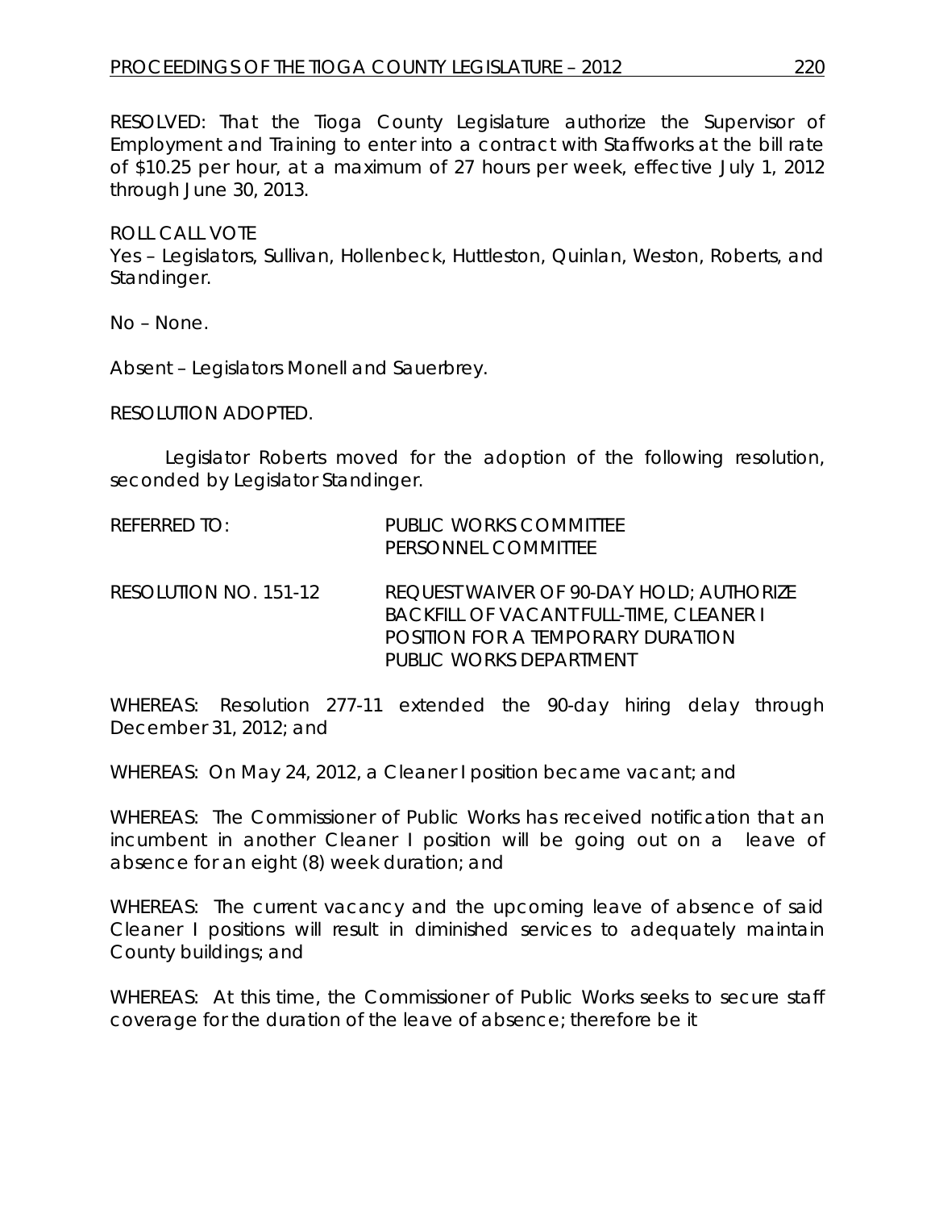RESOLVED: That the Tioga County Legislature authorize the Supervisor of Employment and Training to enter into a contract with Staffworks at the bill rate of $10.25 per hour, at a maximum of 27 hours per week, effective July 1, 2012 through June 30, 2013.

ROLL CALL VOTE
Yes – Legislators, Sullivan, Hollenbeck, Huttleston, Quinlan, Weston, Roberts, and Standinger.

No – None.

Absent – Legislators Monell and Sauerbrey.

RESOLUTION ADOPTED.

Legislator Roberts moved for the adoption of the following resolution, seconded by Legislator Standinger.

REFERRED TO: PUBLIC WORKS COMMITTEE
PERSONNEL COMMITTEE

RESOLUTION NO. 151-12 REQUEST WAIVER OF 90-DAY HOLD; AUTHORIZE BACKFILL OF VACANT FULL-TIME, CLEANER I POSITION FOR A TEMPORARY DURATION PUBLIC WORKS DEPARTMENT

WHEREAS: Resolution 277-11 extended the 90-day hiring delay through December 31, 2012; and

WHEREAS: On May 24, 2012, a Cleaner I position became vacant; and

WHEREAS: The Commissioner of Public Works has received notification that an incumbent in another Cleaner I position will be going out on a leave of absence for an eight (8) week duration; and

WHEREAS: The current vacancy and the upcoming leave of absence of said Cleaner I positions will result in diminished services to adequately maintain County buildings; and

WHEREAS: At this time, the Commissioner of Public Works seeks to secure staff coverage for the duration of the leave of absence; therefore be it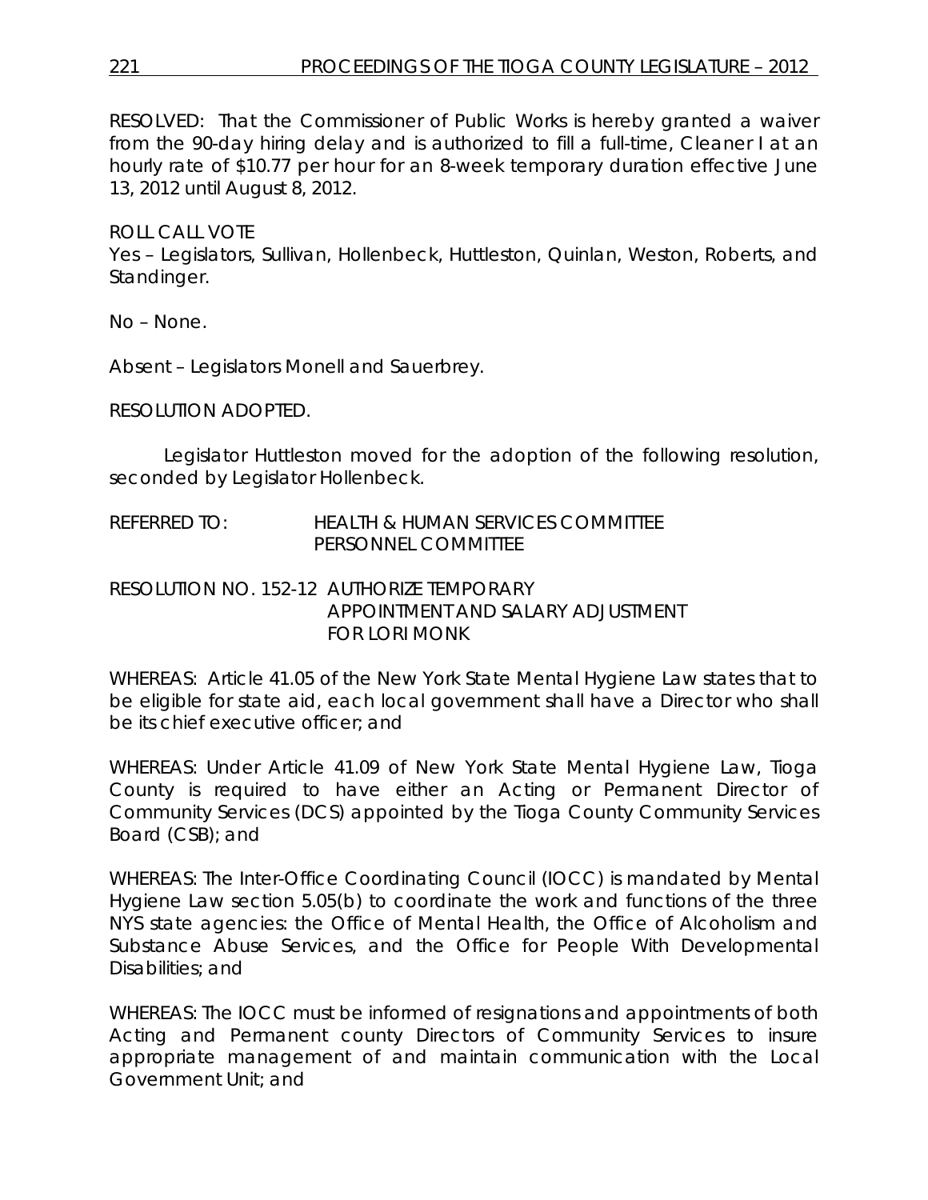RESOLVED: That the Commissioner of Public Works is hereby granted a waiver from the 90-day hiring delay and is authorized to fill a full-time, Cleaner I at an hourly rate of $10.77 per hour for an 8-week temporary duration effective June 13, 2012 until August 8, 2012.

ROLL CALL VOTE
Yes – Legislators, Sullivan, Hollenbeck, Huttleston, Quinlan, Weston, Roberts, and Standinger.

No – None.

Absent – Legislators Monell and Sauerbrey.

RESOLUTION ADOPTED.

Legislator Huttleston moved for the adoption of the following resolution, seconded by Legislator Hollenbeck.

REFERRED TO: HEALTH & HUMAN SERVICES COMMITTEE
PERSONNEL COMMITTEE

RESOLUTION NO. 152-12 AUTHORIZE TEMPORARY APPOINTMENT AND SALARY ADJUSTMENT FOR LORI MONK

WHEREAS: Article 41.05 of the New York State Mental Hygiene Law states that to be eligible for state aid, each local government shall have a Director who shall be its chief executive officer; and

WHEREAS: Under Article 41.09 of New York State Mental Hygiene Law, Tioga County is required to have either an Acting or Permanent Director of Community Services (DCS) appointed by the Tioga County Community Services Board (CSB); and

WHEREAS: The Inter-Office Coordinating Council (IOCC) is mandated by Mental Hygiene Law section 5.05(b) to coordinate the work and functions of the three NYS state agencies: the Office of Mental Health, the Office of Alcoholism and Substance Abuse Services, and the Office for People With Developmental Disabilities; and

WHEREAS: The IOCC must be informed of resignations and appointments of both Acting and Permanent county Directors of Community Services to insure appropriate management of and maintain communication with the Local Government Unit; and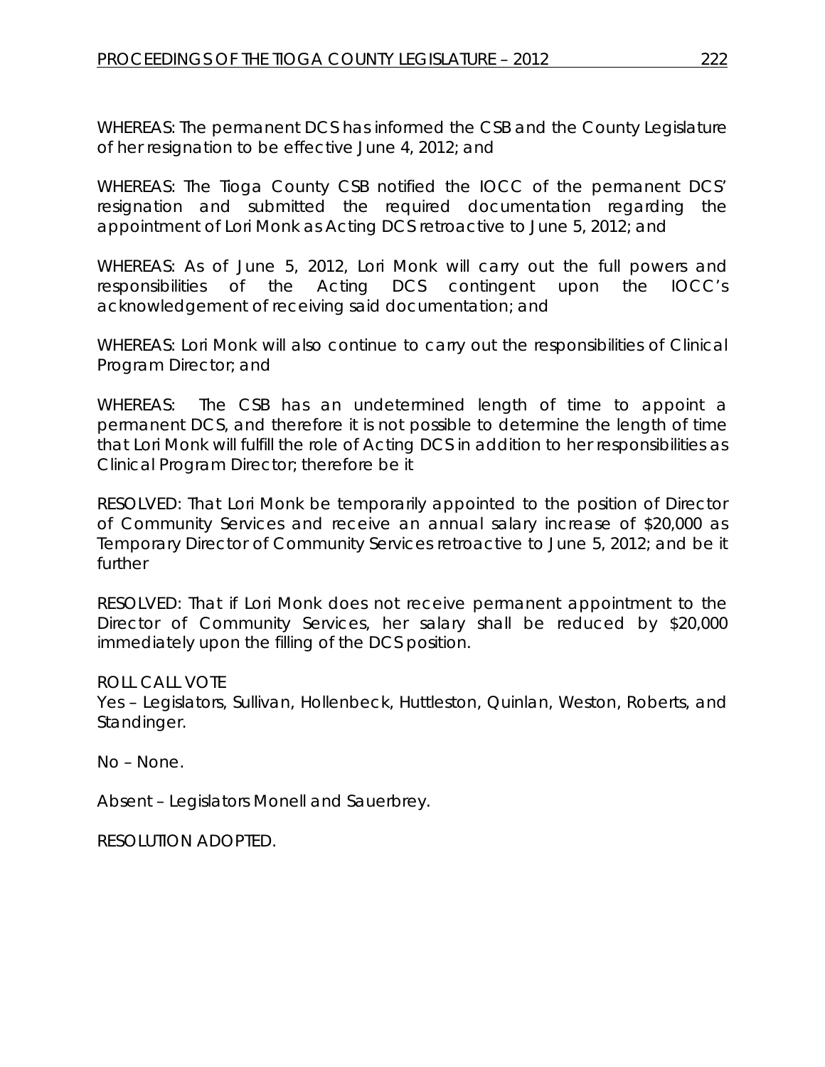WHEREAS: The permanent DCS has informed the CSB and the County Legislature of her resignation to be effective June 4, 2012; and

WHEREAS: The Tioga County CSB notified the IOCC of the permanent DCS' resignation and submitted the required documentation regarding the appointment of Lori Monk as Acting DCS retroactive to June 5, 2012; and

WHEREAS: As of June 5, 2012, Lori Monk will carry out the full powers and responsibilities of the Acting DCS contingent upon the IOCC's acknowledgement of receiving said documentation; and

WHEREAS: Lori Monk will also continue to carry out the responsibilities of Clinical Program Director; and

WHEREAS: The CSB has an undetermined length of time to appoint a permanent DCS, and therefore it is not possible to determine the length of time that Lori Monk will fulfill the role of Acting DCS in addition to her responsibilities as Clinical Program Director; therefore be it

RESOLVED: That Lori Monk be temporarily appointed to the position of Director of Community Services and receive an annual salary increase of $20,000 as Temporary Director of Community Services retroactive to June 5, 2012; and be it further

RESOLVED: That if Lori Monk does not receive permanent appointment to the Director of Community Services, her salary shall be reduced by $20,000 immediately upon the filling of the DCS position.

ROLL CALL VOTE
Yes – Legislators, Sullivan, Hollenbeck, Huttleston, Quinlan, Weston, Roberts, and Standinger.

No – None.

Absent – Legislators Monell and Sauerbrey.

RESOLUTION ADOPTED.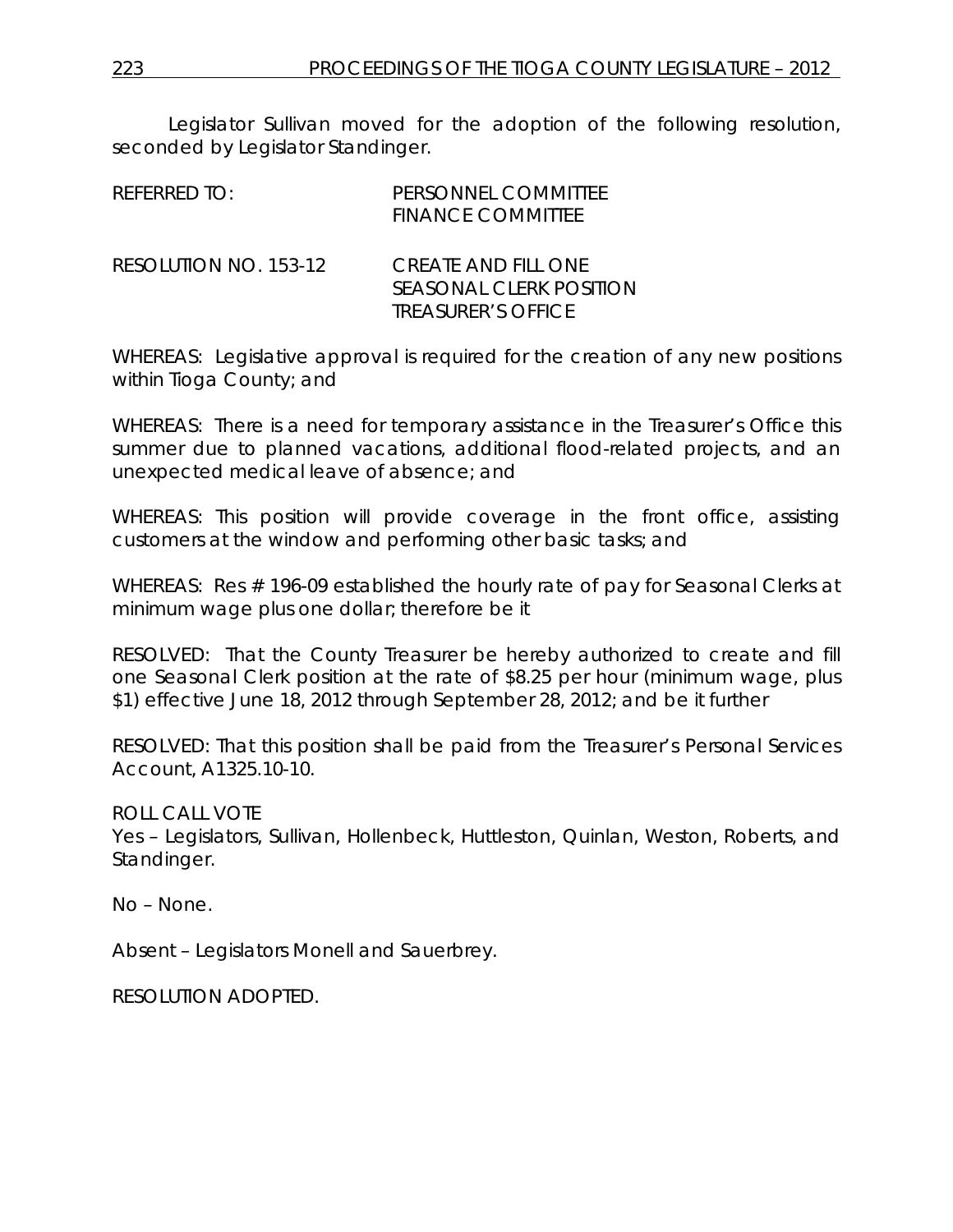Legislator Sullivan moved for the adoption of the following resolution, seconded by Legislator Standinger.

REFERRED TO: PERSONNEL COMMITTEE
FINANCE COMMITTEE

RESOLUTION NO. 153-12 CREATE AND FILL ONE
SEASONAL CLERK POSITION
TREASURER'S OFFICE

WHEREAS: Legislative approval is required for the creation of any new positions within Tioga County; and

WHEREAS: There is a need for temporary assistance in the Treasurer's Office this summer due to planned vacations, additional flood-related projects, and an unexpected medical leave of absence; and

WHEREAS: This position will provide coverage in the front office, assisting customers at the window and performing other basic tasks; and

WHEREAS: Res # 196-09 established the hourly rate of pay for Seasonal Clerks at minimum wage plus one dollar; therefore be it

RESOLVED: That the County Treasurer be hereby authorized to create and fill one Seasonal Clerk position at the rate of $8.25 per hour (minimum wage, plus $1) effective June 18, 2012 through September 28, 2012; and be it further

RESOLVED: That this position shall be paid from the Treasurer's Personal Services Account, A1325.10-10.

ROLL CALL VOTE
Yes – Legislators, Sullivan, Hollenbeck, Huttleston, Quinlan, Weston, Roberts, and Standinger.

No – None.

Absent – Legislators Monell and Sauerbrey.

RESOLUTION ADOPTED.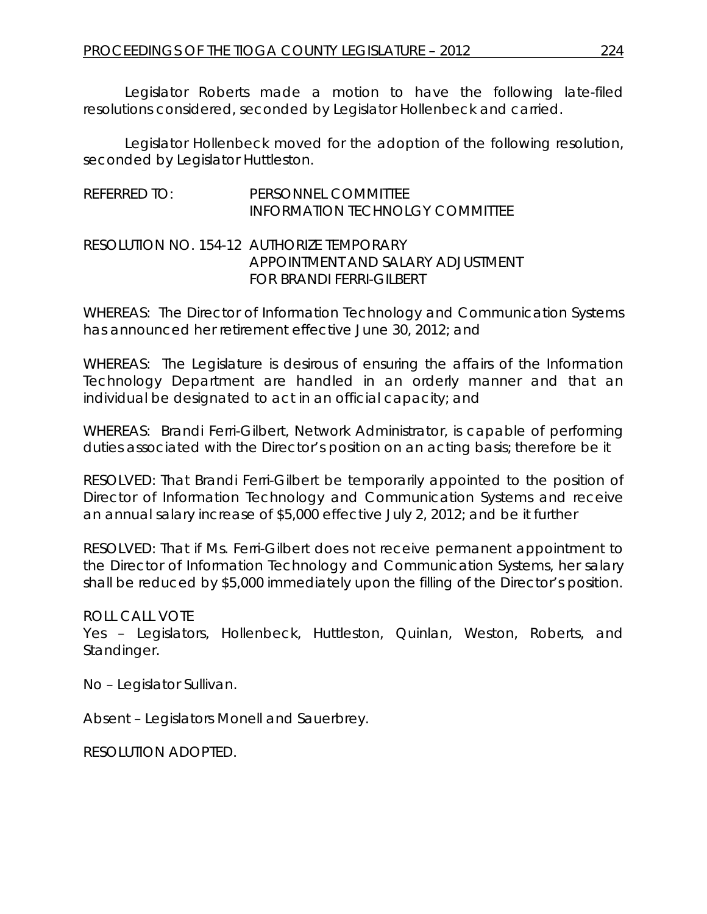Legislator Roberts made a motion to have the following late-filed resolutions considered, seconded by Legislator Hollenbeck and carried.

Legislator Hollenbeck moved for the adoption of the following resolution, seconded by Legislator Huttleston.

REFERRED TO: PERSONNEL COMMITTEE
INFORMATION TECHNOLGY COMMITTEE

RESOLUTION NO. 154-12 AUTHORIZE TEMPORARY APPOINTMENT AND SALARY ADJUSTMENT FOR BRANDI FERRI-GILBERT

WHEREAS: The Director of Information Technology and Communication Systems has announced her retirement effective June 30, 2012; and

WHEREAS: The Legislature is desirous of ensuring the affairs of the Information Technology Department are handled in an orderly manner and that an individual be designated to act in an official capacity; and

WHEREAS: Brandi Ferri-Gilbert, Network Administrator, is capable of performing duties associated with the Director's position on an acting basis; therefore be it

RESOLVED: That Brandi Ferri-Gilbert be temporarily appointed to the position of Director of Information Technology and Communication Systems and receive an annual salary increase of $5,000 effective July 2, 2012; and be it further

RESOLVED: That if Ms. Ferri-Gilbert does not receive permanent appointment to the Director of Information Technology and Communication Systems, her salary shall be reduced by $5,000 immediately upon the filling of the Director's position.

ROLL CALL VOTE
Yes – Legislators, Hollenbeck, Huttleston, Quinlan, Weston, Roberts, and Standinger.

No – Legislator Sullivan.

Absent – Legislators Monell and Sauerbrey.

RESOLUTION ADOPTED.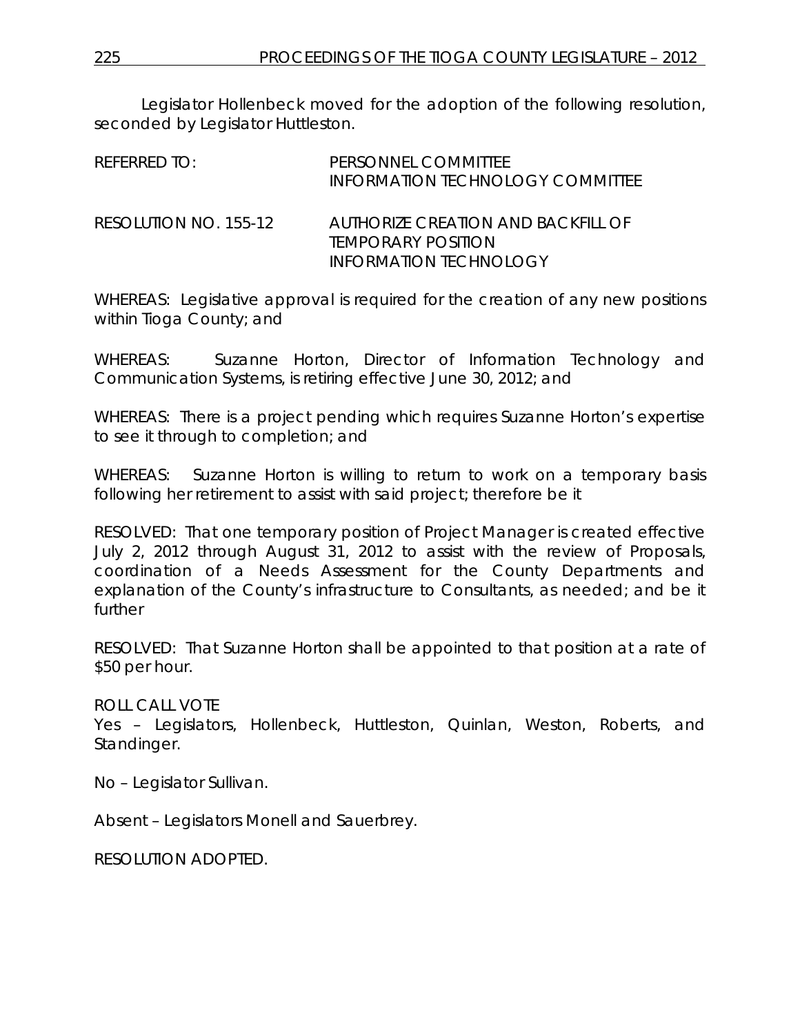Legislator Hollenbeck moved for the adoption of the following resolution, seconded by Legislator Huttleston.

REFERRED TO: PERSONNEL COMMITTEE
INFORMATION TECHNOLOGY COMMITTEE

RESOLUTION NO. 155-12 AUTHORIZE CREATION AND BACKFILL OF TEMPORARY POSITION INFORMATION TECHNOLOGY

WHEREAS: Legislative approval is required for the creation of any new positions within Tioga County; and

WHEREAS: Suzanne Horton, Director of Information Technology and Communication Systems, is retiring effective June 30, 2012; and

WHEREAS: There is a project pending which requires Suzanne Horton's expertise to see it through to completion; and

WHEREAS: Suzanne Horton is willing to return to work on a temporary basis following her retirement to assist with said project; therefore be it

RESOLVED: That one temporary position of Project Manager is created effective July 2, 2012 through August 31, 2012 to assist with the review of Proposals, coordination of a Needs Assessment for the County Departments and explanation of the County's infrastructure to Consultants, as needed; and be it further

RESOLVED: That Suzanne Horton shall be appointed to that position at a rate of $50 per hour.

ROLL CALL VOTE
Yes – Legislators, Hollenbeck, Huttleston, Quinlan, Weston, Roberts, and Standinger.

No – Legislator Sullivan.

Absent – Legislators Monell and Sauerbrey.

RESOLUTION ADOPTED.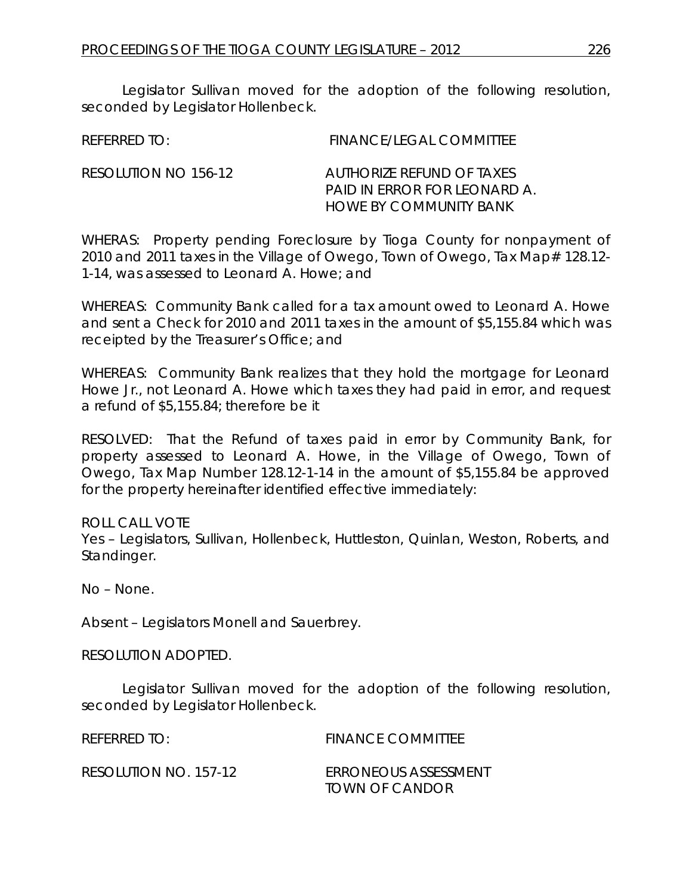Legislator Sullivan moved for the adoption of the following resolution, seconded by Legislator Hollenbeck.

REFERRED TO: FINANCE/LEGAL COMMITTEE

RESOLUTION NO 156-12 AUTHORIZE REFUND OF TAXES PAID IN ERROR FOR LEONARD A. HOWE BY COMMUNITY BANK

WHERAS: Property pending Foreclosure by Tioga County for nonpayment of 2010 and 2011 taxes in the Village of Owego, Town of Owego, Tax Map# 128.12-1-14, was assessed to Leonard A. Howe; and

WHEREAS: Community Bank called for a tax amount owed to Leonard A. Howe and sent a Check for 2010 and 2011 taxes in the amount of $5,155.84 which was receipted by the Treasurer's Office; and

WHEREAS: Community Bank realizes that they hold the mortgage for Leonard Howe Jr., not Leonard A. Howe which taxes they had paid in error, and request a refund of $5,155.84; therefore be it

RESOLVED: That the Refund of taxes paid in error by Community Bank, for property assessed to Leonard A. Howe, in the Village of Owego, Town of Owego, Tax Map Number 128.12-1-14 in the amount of $5,155.84 be approved for the property hereinafter identified effective immediately:

ROLL CALL VOTE
Yes – Legislators, Sullivan, Hollenbeck, Huttleston, Quinlan, Weston, Roberts, and Standinger.

No – None.

Absent – Legislators Monell and Sauerbrey.

RESOLUTION ADOPTED.

Legislator Sullivan moved for the adoption of the following resolution, seconded by Legislator Hollenbeck.

REFERRED TO: FINANCE COMMITTEE

RESOLUTION NO. 157-12 ERRONEOUS ASSESSMENT TOWN OF CANDOR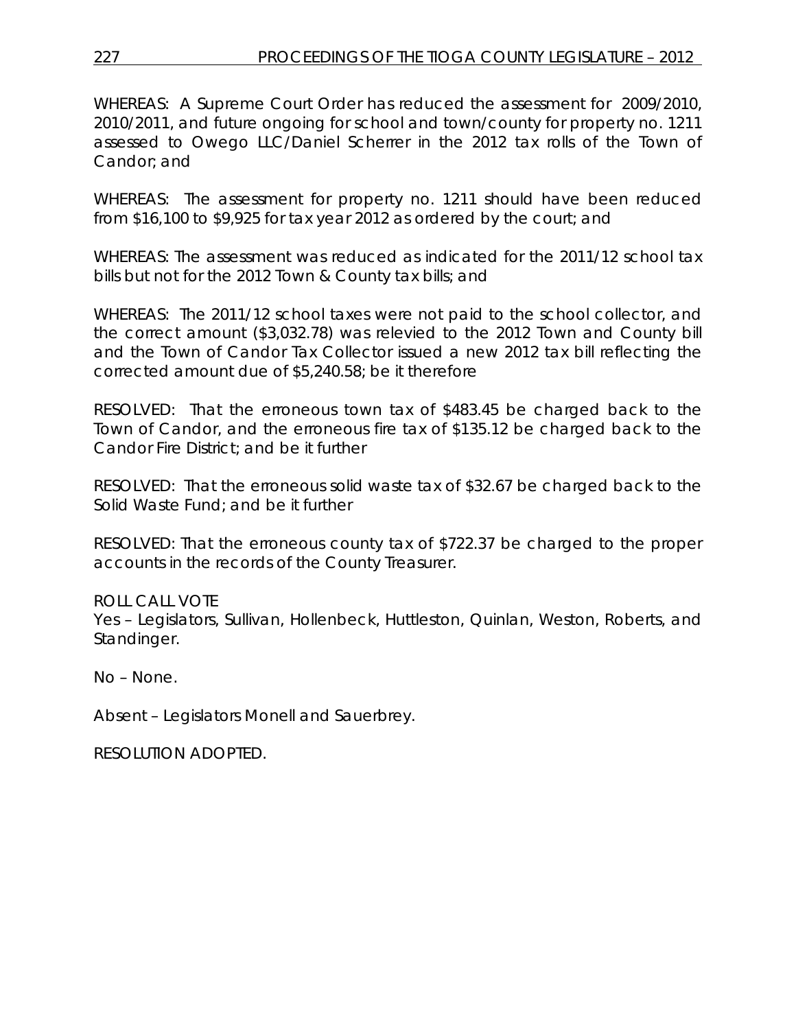WHEREAS: A Supreme Court Order has reduced the assessment for 2009/2010, 2010/2011, and future ongoing for school and town/county for property no. 1211 assessed to Owego LLC/Daniel Scherrer in the 2012 tax rolls of the Town of Candor; and

WHEREAS: The assessment for property no. 1211 should have been reduced from $16,100 to $9,925 for tax year 2012 as ordered by the court; and

WHEREAS: The assessment was reduced as indicated for the 2011/12 school tax bills but not for the 2012 Town & County tax bills; and

WHEREAS: The 2011/12 school taxes were not paid to the school collector, and the correct amount ($3,032.78) was relevied to the 2012 Town and County bill and the Town of Candor Tax Collector issued a new 2012 tax bill reflecting the corrected amount due of $5,240.58; be it therefore

RESOLVED: That the erroneous town tax of $483.45 be charged back to the Town of Candor, and the erroneous fire tax of $135.12 be charged back to the Candor Fire District; and be it further

RESOLVED: That the erroneous solid waste tax of $32.67 be charged back to the Solid Waste Fund; and be it further

RESOLVED: That the erroneous county tax of $722.37 be charged to the proper accounts in the records of the County Treasurer.

ROLL CALL VOTE
Yes – Legislators, Sullivan, Hollenbeck, Huttleston, Quinlan, Weston, Roberts, and Standinger.

No – None.

Absent – Legislators Monell and Sauerbrey.

RESOLUTION ADOPTED.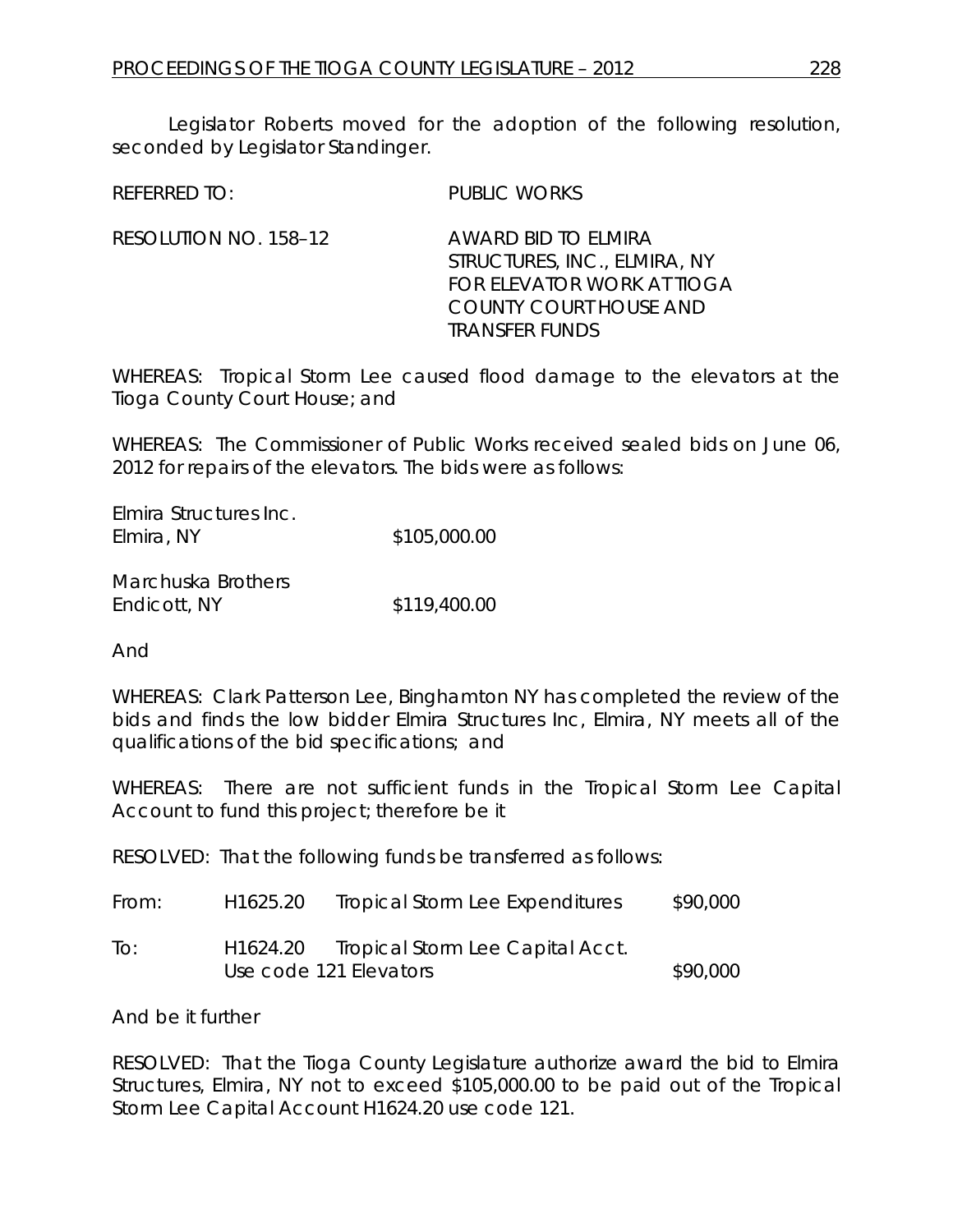Legislator Roberts moved for the adoption of the following resolution, seconded by Legislator Standinger.

REFERRED TO: PUBLIC WORKS

RESOLUTION NO. 158–12 AWARD BID TO ELMIRA STRUCTURES, INC., ELMIRA, NY FOR ELEVATOR WORK AT TIOGA COUNTY COURT HOUSE AND TRANSFER FUNDS

WHEREAS: Tropical Storm Lee caused flood damage to the elevators at the Tioga County Court House; and

WHEREAS: The Commissioner of Public Works received sealed bids on June 06, 2012 for repairs of the elevators. The bids were as follows:

| | |
|---|---|
| Elmira Structures Inc. Elmira, NY | $105,000.00 |
| Marchuska Brothers Endicott, NY | $119,400.00 |

And

WHEREAS: Clark Patterson Lee, Binghamton NY has completed the review of the bids and finds the low bidder Elmira Structures Inc, Elmira, NY meets all of the qualifications of the bid specifications; and

WHEREAS: There are not sufficient funds in the Tropical Storm Lee Capital Account to fund this project; therefore be it

RESOLVED: That the following funds be transferred as follows:

| | | | |
|---|---|---|---|
| From: | H1625.20 | Tropical Storm Lee Expenditures | $90,000 |
| To: | H1624.20 | Tropical Storm Lee Capital Acct. Use code 121 Elevators | $90,000 |

And be it further

RESOLVED: That the Tioga County Legislature authorize award the bid to Elmira Structures, Elmira, NY not to exceed $105,000.00 to be paid out of the Tropical Storm Lee Capital Account H1624.20 use code 121.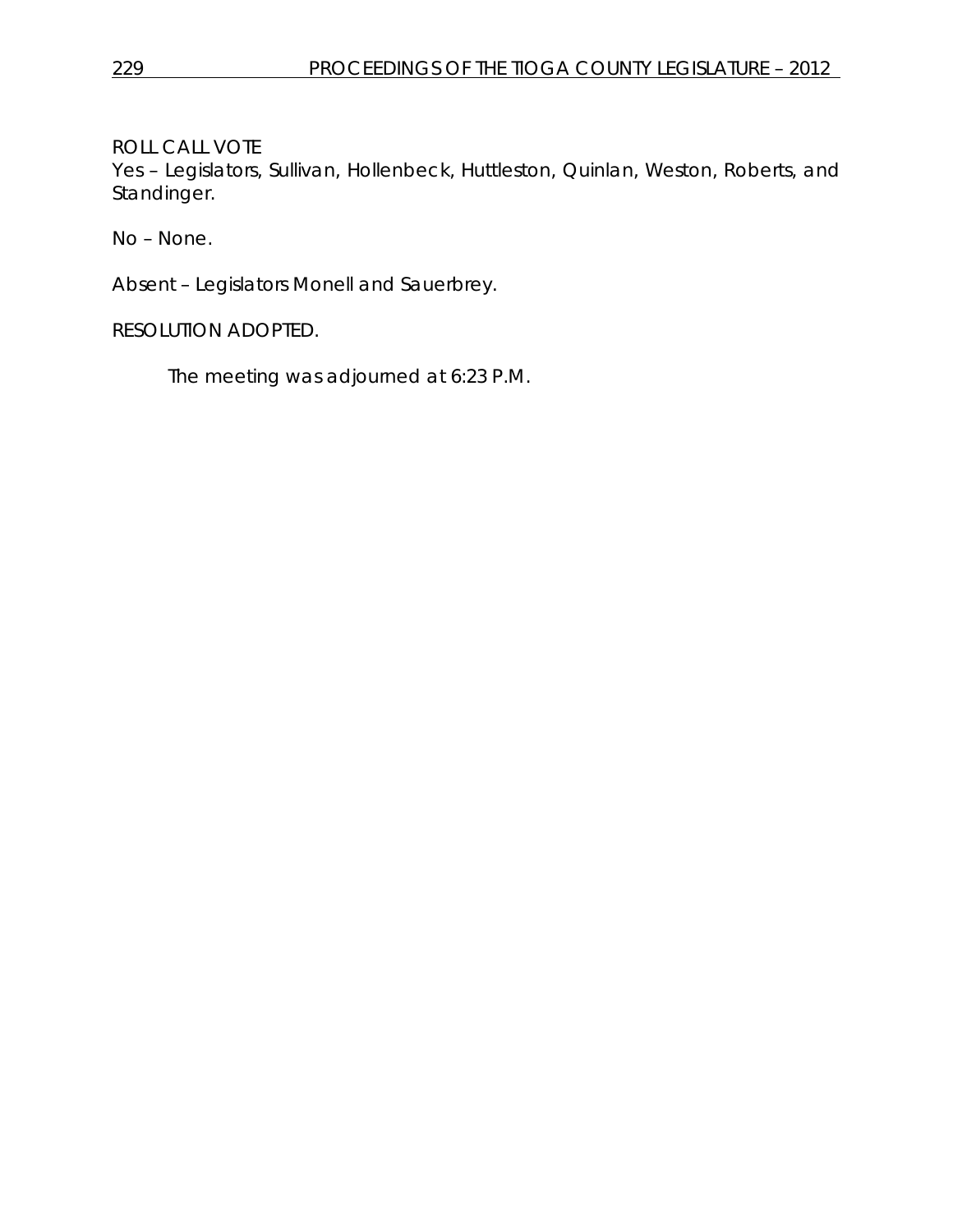ROLL CALL VOTE
Yes – Legislators, Sullivan, Hollenbeck, Huttleston, Quinlan, Weston, Roberts, and Standinger.

No – None.

Absent – Legislators Monell and Sauerbrey.

RESOLUTION ADOPTED.

The meeting was adjourned at 6:23 P.M.